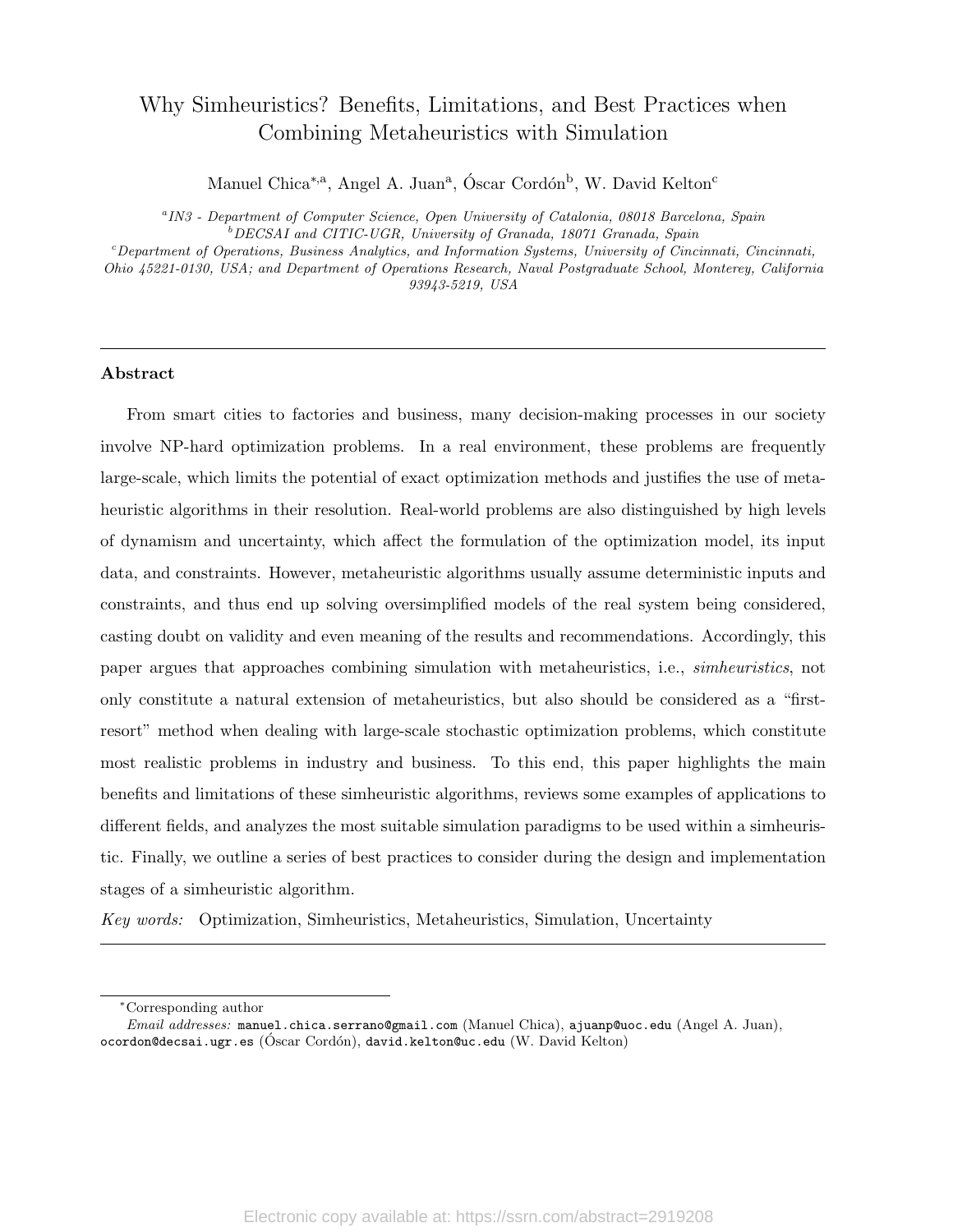# Why Simheuristics? Benefits, Limitations, and Best Practices when Combining Metaheuristics with Simulation

Manuel Chica[*,a], Angel A. Juan[a], Óscar Cordón[b], W. David Kelton[c]

[a] *IN3 - Department of Computer Science, Open University of Catalonia, 08018 Barcelona, Spain*
[b] *DECSAI and CITIC-UGR, University of Granada, 18071 Granada, Spain*
[c] *Department of Operations, Business Analytics, and Information Systems, University of Cincinnati, Cincinnati, Ohio 45221-0130, USA; and Department of Operations Research, Naval Postgraduate School, Monterey, California 93943-5219, USA*

---

### Abstract

From smart cities to factories and business, many decision-making processes in our society involve NP-hard optimization problems. In a real environment, these problems are frequently large-scale, which limits the potential of exact optimization methods and justifies the use of metaheuristic algorithms in their resolution. Real-world problems are also distinguished by high levels of dynamism and uncertainty, which affect the formulation of the optimization model, its input data, and constraints. However, metaheuristic algorithms usually assume deterministic inputs and constraints, and thus end up solving oversimplified models of the real system being considered, casting doubt on validity and even meaning of the results and recommendations. Accordingly, this paper argues that approaches combining simulation with metaheuristics, i.e., *simheuristics*, not only constitute a natural extension of metaheuristics, but also should be considered as a "first-resort" method when dealing with large-scale stochastic optimization problems, which constitute most realistic problems in industry and business. To this end, this paper highlights the main benefits and limitations of these simheuristic algorithms, reviews some examples of applications to different fields, and analyzes the most suitable simulation paradigms to be used within a simheuristic. Finally, we outline a series of best practices to consider during the design and implementation stages of a simheuristic algorithm.

*Key words:* Optimization, Simheuristics, Metaheuristics, Simulation, Uncertainty

---

[*] Corresponding author

*Email addresses:* manuel.chica.serrano@gmail.com (Manuel Chica), ajuanp@uoc.edu (Angel A. Juan), ocordon@decsai.ugr.es (Óscar Cordón), david.kelton@uc.edu (W. David Kelton)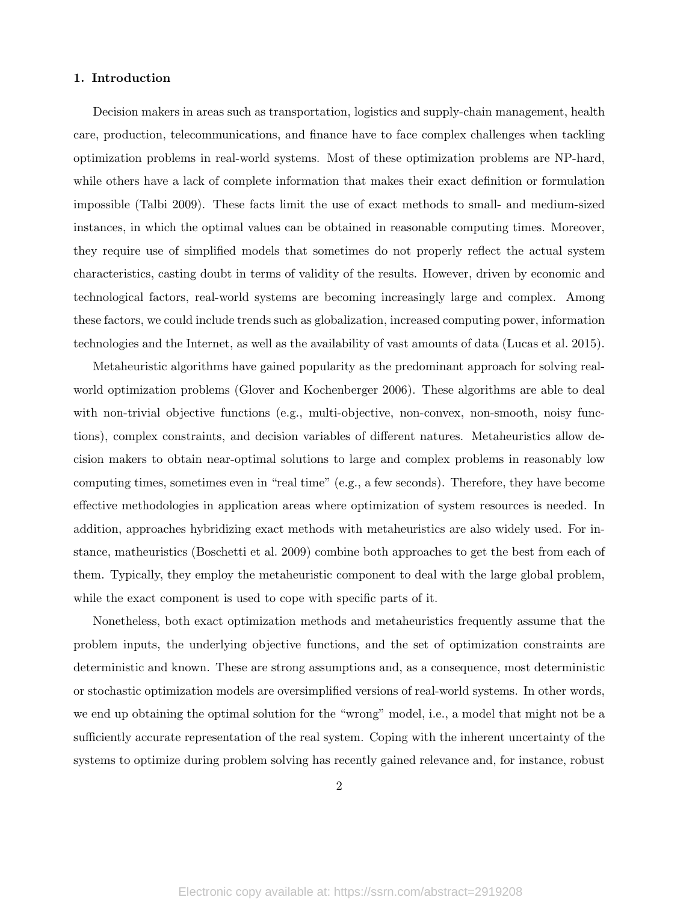## 1. Introduction

Decision makers in areas such as transportation, logistics and supply-chain management, health care, production, telecommunications, and finance have to face complex challenges when tackling optimization problems in real-world systems. Most of these optimization problems are NP-hard, while others have a lack of complete information that makes their exact definition or formulation impossible (Talbi 2009). These facts limit the use of exact methods to small- and medium-sized instances, in which the optimal values can be obtained in reasonable computing times. Moreover, they require use of simplified models that sometimes do not properly reflect the actual system characteristics, casting doubt in terms of validity of the results. However, driven by economic and technological factors, real-world systems are becoming increasingly large and complex. Among these factors, we could include trends such as globalization, increased computing power, information technologies and the Internet, as well as the availability of vast amounts of data (Lucas et al. 2015).

Metaheuristic algorithms have gained popularity as the predominant approach for solving real-world optimization problems (Glover and Kochenberger 2006). These algorithms are able to deal with non-trivial objective functions (e.g., multi-objective, non-convex, non-smooth, noisy functions), complex constraints, and decision variables of different natures. Metaheuristics allow decision makers to obtain near-optimal solutions to large and complex problems in reasonably low computing times, sometimes even in "real time" (e.g., a few seconds). Therefore, they have become effective methodologies in application areas where optimization of system resources is needed. In addition, approaches hybridizing exact methods with metaheuristics are also widely used. For instance, matheuristics (Boschetti et al. 2009) combine both approaches to get the best from each of them. Typically, they employ the metaheuristic component to deal with the large global problem, while the exact component is used to cope with specific parts of it.

Nonetheless, both exact optimization methods and metaheuristics frequently assume that the problem inputs, the underlying objective functions, and the set of optimization constraints are deterministic and known. These are strong assumptions and, as a consequence, most deterministic or stochastic optimization models are oversimplified versions of real-world systems. In other words, we end up obtaining the optimal solution for the "wrong" model, i.e., a model that might not be a sufficiently accurate representation of the real system. Coping with the inherent uncertainty of the systems to optimize during problem solving has recently gained relevance and, for instance, robust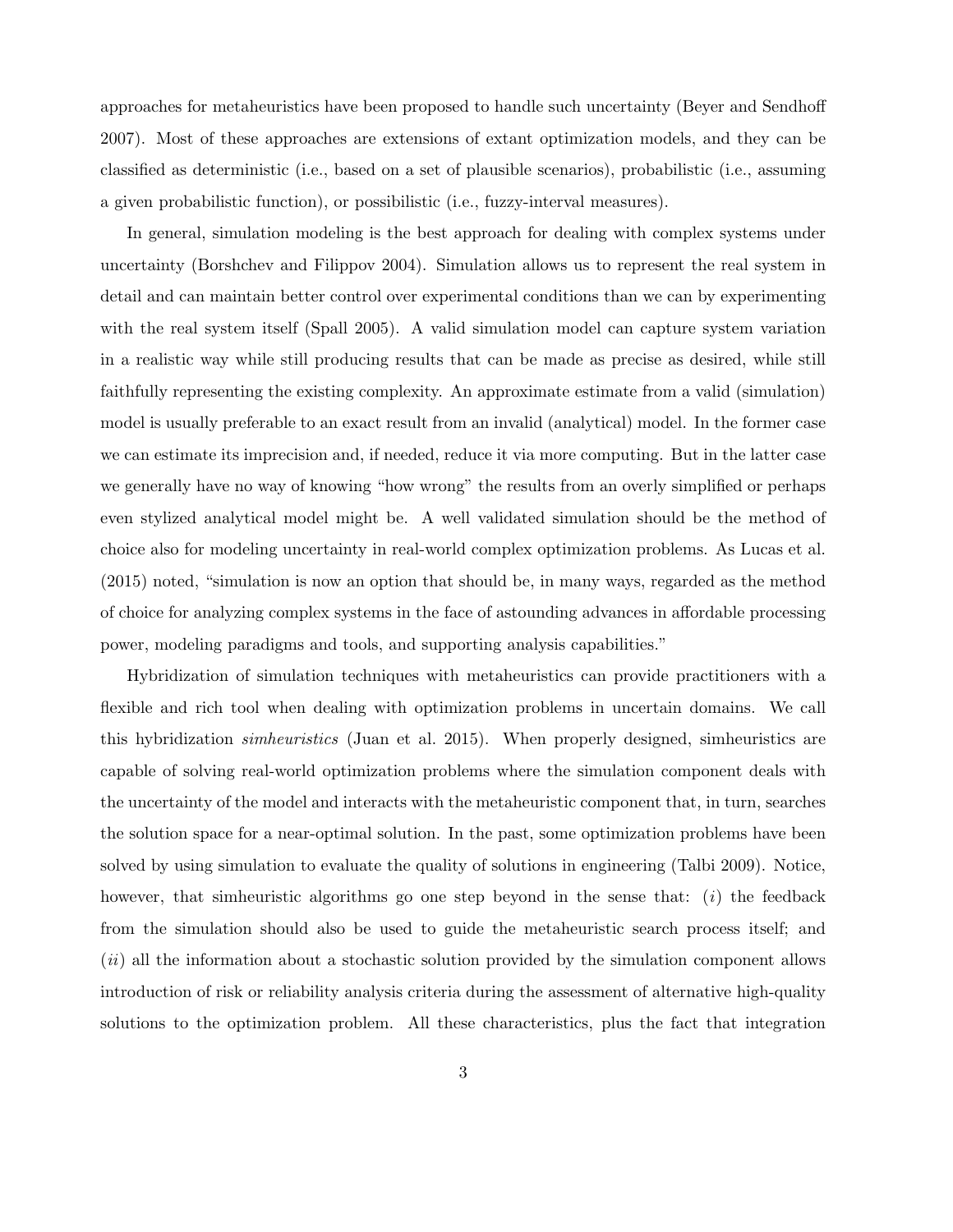approaches for metaheuristics have been proposed to handle such uncertainty (Beyer and Sendhoff 2007). Most of these approaches are extensions of extant optimization models, and they can be classified as deterministic (i.e., based on a set of plausible scenarios), probabilistic (i.e., assuming a given probabilistic function), or possibilistic (i.e., fuzzy-interval measures).

In general, simulation modeling is the best approach for dealing with complex systems under uncertainty (Borshchev and Filippov 2004). Simulation allows us to represent the real system in detail and can maintain better control over experimental conditions than we can by experimenting with the real system itself (Spall 2005). A valid simulation model can capture system variation in a realistic way while still producing results that can be made as precise as desired, while still faithfully representing the existing complexity. An approximate estimate from a valid (simulation) model is usually preferable to an exact result from an invalid (analytical) model. In the former case we can estimate its imprecision and, if needed, reduce it via more computing. But in the latter case we generally have no way of knowing "how wrong" the results from an overly simplified or perhaps even stylized analytical model might be. A well validated simulation should be the method of choice also for modeling uncertainty in real-world complex optimization problems. As Lucas et al. (2015) noted, "simulation is now an option that should be, in many ways, regarded as the method of choice for analyzing complex systems in the face of astounding advances in affordable processing power, modeling paradigms and tools, and supporting analysis capabilities."

Hybridization of simulation techniques with metaheuristics can provide practitioners with a flexible and rich tool when dealing with optimization problems in uncertain domains. We call this hybridization *simheuristics* (Juan et al. 2015). When properly designed, simheuristics are capable of solving real-world optimization problems where the simulation component deals with the uncertainty of the model and interacts with the metaheuristic component that, in turn, searches the solution space for a near-optimal solution. In the past, some optimization problems have been solved by using simulation to evaluate the quality of solutions in engineering (Talbi 2009). Notice, however, that simheuristic algorithms go one step beyond in the sense that: (*i*) the feedback from the simulation should also be used to guide the metaheuristic search process itself; and (*ii*) all the information about a stochastic solution provided by the simulation component allows introduction of risk or reliability analysis criteria during the assessment of alternative high-quality solutions to the optimization problem. All these characteristics, plus the fact that integration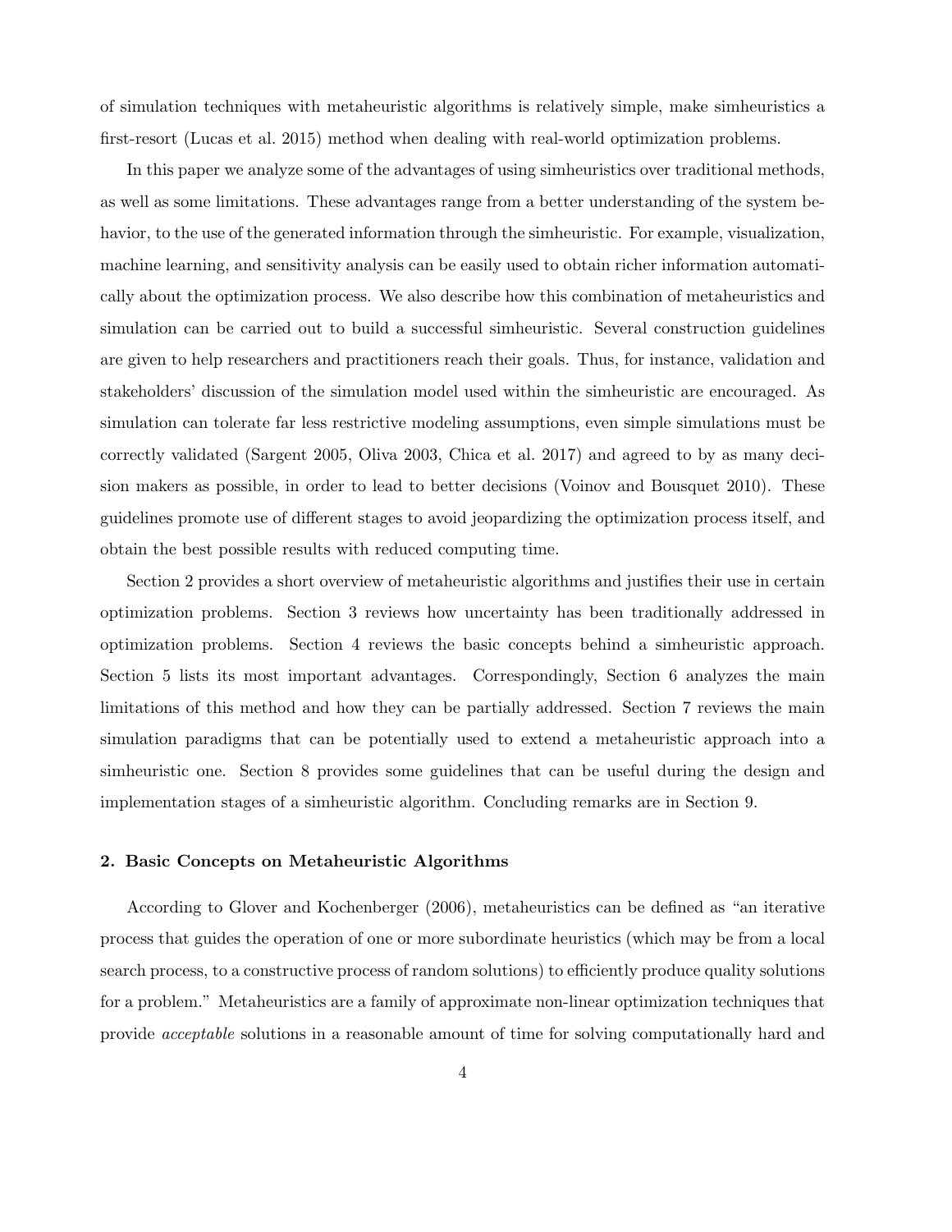of simulation techniques with metaheuristic algorithms is relatively simple, make simheuristics a first-resort (Lucas et al. 2015) method when dealing with real-world optimization problems.

In this paper we analyze some of the advantages of using simheuristics over traditional methods, as well as some limitations. These advantages range from a better understanding of the system behavior, to the use of the generated information through the simheuristic. For example, visualization, machine learning, and sensitivity analysis can be easily used to obtain richer information automatically about the optimization process. We also describe how this combination of metaheuristics and simulation can be carried out to build a successful simheuristic. Several construction guidelines are given to help researchers and practitioners reach their goals. Thus, for instance, validation and stakeholders' discussion of the simulation model used within the simheuristic are encouraged. As simulation can tolerate far less restrictive modeling assumptions, even simple simulations must be correctly validated (Sargent 2005, Oliva 2003, Chica et al. 2017) and agreed to by as many decision makers as possible, in order to lead to better decisions (Voinov and Bousquet 2010). These guidelines promote use of different stages to avoid jeopardizing the optimization process itself, and obtain the best possible results with reduced computing time.

Section 2 provides a short overview of metaheuristic algorithms and justifies their use in certain optimization problems. Section 3 reviews how uncertainty has been traditionally addressed in optimization problems. Section 4 reviews the basic concepts behind a simheuristic approach. Section 5 lists its most important advantages. Correspondingly, Section 6 analyzes the main limitations of this method and how they can be partially addressed. Section 7 reviews the main simulation paradigms that can be potentially used to extend a metaheuristic approach into a simheuristic one. Section 8 provides some guidelines that can be useful during the design and implementation stages of a simheuristic algorithm. Concluding remarks are in Section 9.

## 2. Basic Concepts on Metaheuristic Algorithms

According to Glover and Kochenberger (2006), metaheuristics can be defined as "an iterative process that guides the operation of one or more subordinate heuristics (which may be from a local search process, to a constructive process of random solutions) to efficiently produce quality solutions for a problem." Metaheuristics are a family of approximate non-linear optimization techniques that provide *acceptable* solutions in a reasonable amount of time for solving computationally hard and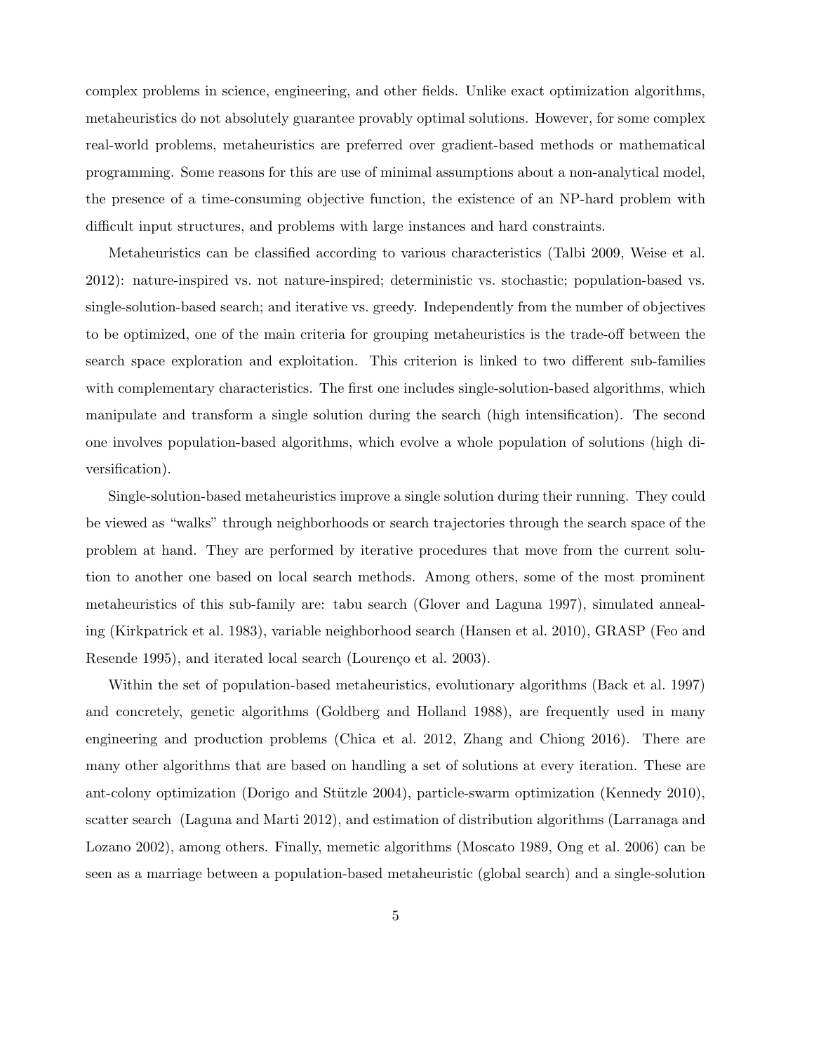complex problems in science, engineering, and other fields. Unlike exact optimization algorithms, metaheuristics do not absolutely guarantee provably optimal solutions. However, for some complex real-world problems, metaheuristics are preferred over gradient-based methods or mathematical programming. Some reasons for this are use of minimal assumptions about a non-analytical model, the presence of a time-consuming objective function, the existence of an NP-hard problem with difficult input structures, and problems with large instances and hard constraints.

Metaheuristics can be classified according to various characteristics (Talbi 2009, Weise et al. 2012): nature-inspired vs. not nature-inspired; deterministic vs. stochastic; population-based vs. single-solution-based search; and iterative vs. greedy. Independently from the number of objectives to be optimized, one of the main criteria for grouping metaheuristics is the trade-off between the search space exploration and exploitation. This criterion is linked to two different sub-families with complementary characteristics. The first one includes single-solution-based algorithms, which manipulate and transform a single solution during the search (high intensification). The second one involves population-based algorithms, which evolve a whole population of solutions (high diversification).

Single-solution-based metaheuristics improve a single solution during their running. They could be viewed as "walks" through neighborhoods or search trajectories through the search space of the problem at hand. They are performed by iterative procedures that move from the current solution to another one based on local search methods. Among others, some of the most prominent metaheuristics of this sub-family are: tabu search (Glover and Laguna 1997), simulated annealing (Kirkpatrick et al. 1983), variable neighborhood search (Hansen et al. 2010), GRASP (Feo and Resende 1995), and iterated local search (Lourenço et al. 2003).

Within the set of population-based metaheuristics, evolutionary algorithms (Back et al. 1997) and concretely, genetic algorithms (Goldberg and Holland 1988), are frequently used in many engineering and production problems (Chica et al. 2012, Zhang and Chiong 2016). There are many other algorithms that are based on handling a set of solutions at every iteration. These are ant-colony optimization (Dorigo and Stützle 2004), particle-swarm optimization (Kennedy 2010), scatter search (Laguna and Marti 2012), and estimation of distribution algorithms (Larranaga and Lozano 2002), among others. Finally, memetic algorithms (Moscato 1989, Ong et al. 2006) can be seen as a marriage between a population-based metaheuristic (global search) and a single-solution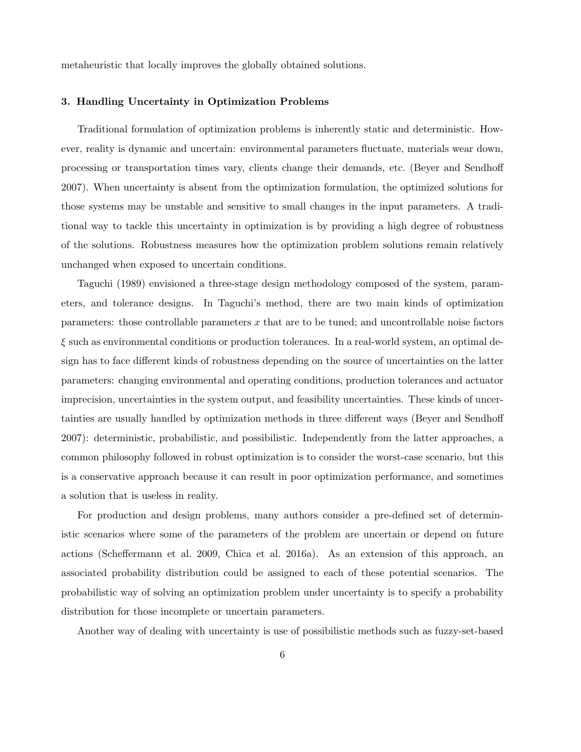metaheuristic that locally improves the globally obtained solutions.

## 3. Handling Uncertainty in Optimization Problems

Traditional formulation of optimization problems is inherently static and deterministic. However, reality is dynamic and uncertain: environmental parameters fluctuate, materials wear down, processing or transportation times vary, clients change their demands, etc. (Beyer and Sendhoff 2007). When uncertainty is absent from the optimization formulation, the optimized solutions for those systems may be unstable and sensitive to small changes in the input parameters. A traditional way to tackle this uncertainty in optimization is by providing a high degree of robustness of the solutions. Robustness measures how the optimization problem solutions remain relatively unchanged when exposed to uncertain conditions.

Taguchi (1989) envisioned a three-stage design methodology composed of the system, parameters, and tolerance designs. In Taguchi's method, there are two main kinds of optimization parameters: those controllable parameters $x$ that are to be tuned; and uncontrollable noise factors $\xi$ such as environmental conditions or production tolerances. In a real-world system, an optimal design has to face different kinds of robustness depending on the source of uncertainties on the latter parameters: changing environmental and operating conditions, production tolerances and actuator imprecision, uncertainties in the system output, and feasibility uncertainties. These kinds of uncertainties are usually handled by optimization methods in three different ways (Beyer and Sendhoff 2007): deterministic, probabilistic, and possibilistic. Independently from the latter approaches, a common philosophy followed in robust optimization is to consider the worst-case scenario, but this is a conservative approach because it can result in poor optimization performance, and sometimes a solution that is useless in reality.

For production and design problems, many authors consider a pre-defined set of deterministic scenarios where some of the parameters of the problem are uncertain or depend on future actions (Scheffermann et al. 2009, Chica et al. 2016a). As an extension of this approach, an associated probability distribution could be assigned to each of these potential scenarios. The probabilistic way of solving an optimization problem under uncertainty is to specify a probability distribution for those incomplete or uncertain parameters.

Another way of dealing with uncertainty is use of possibilistic methods such as fuzzy-set-based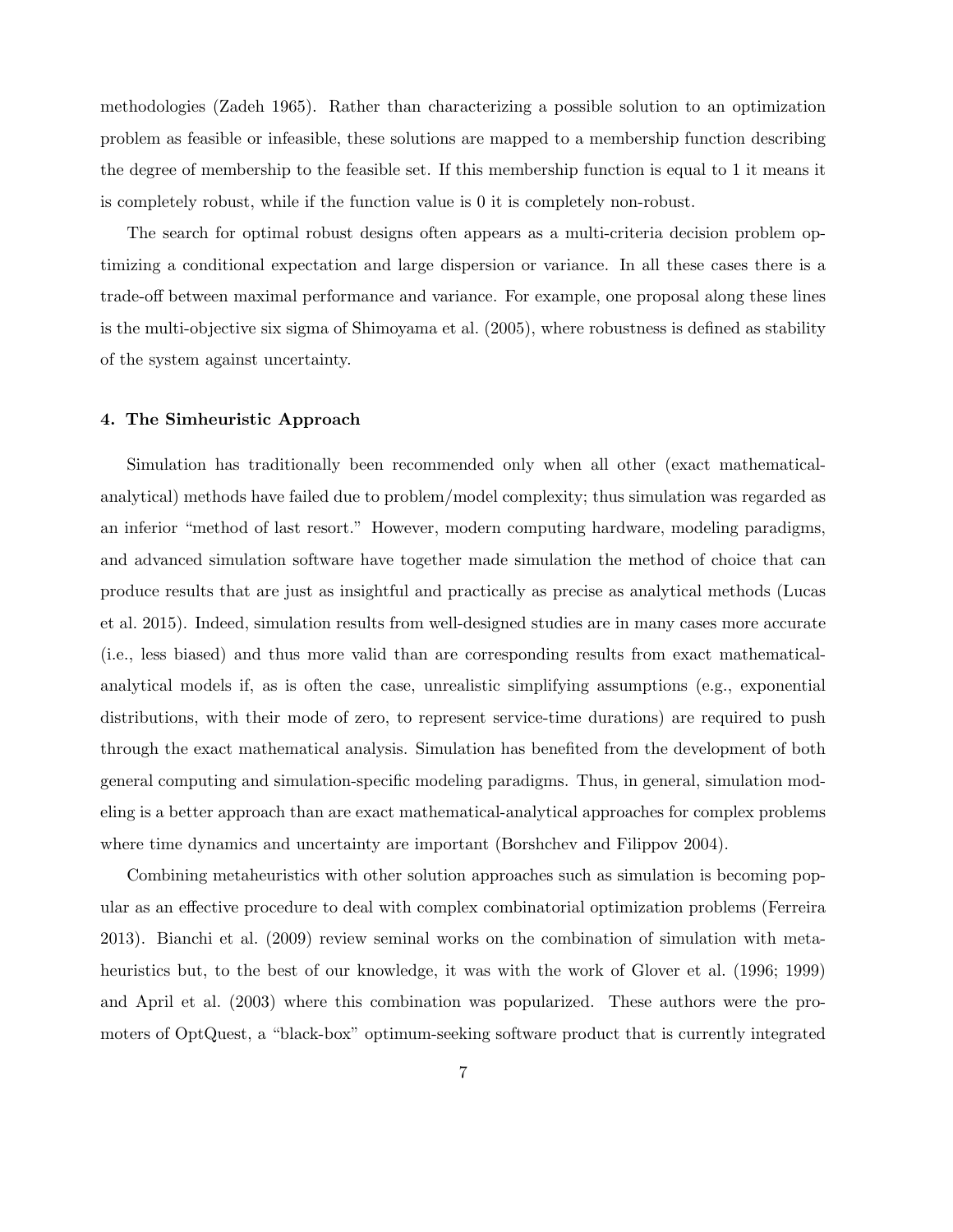methodologies (Zadeh 1965). Rather than characterizing a possible solution to an optimization problem as feasible or infeasible, these solutions are mapped to a membership function describing the degree of membership to the feasible set. If this membership function is equal to 1 it means it is completely robust, while if the function value is 0 it is completely non-robust.

The search for optimal robust designs often appears as a multi-criteria decision problem optimizing a conditional expectation and large dispersion or variance. In all these cases there is a trade-off between maximal performance and variance. For example, one proposal along these lines is the multi-objective six sigma of Shimoyama et al. (2005), where robustness is defined as stability of the system against uncertainty.

## 4. The Simheuristic Approach

Simulation has traditionally been recommended only when all other (exact mathematical-analytical) methods have failed due to problem/model complexity; thus simulation was regarded as an inferior "method of last resort." However, modern computing hardware, modeling paradigms, and advanced simulation software have together made simulation the method of choice that can produce results that are just as insightful and practically as precise as analytical methods (Lucas et al. 2015). Indeed, simulation results from well-designed studies are in many cases more accurate (i.e., less biased) and thus more valid than are corresponding results from exact mathematical-analytical models if, as is often the case, unrealistic simplifying assumptions (e.g., exponential distributions, with their mode of zero, to represent service-time durations) are required to push through the exact mathematical analysis. Simulation has benefited from the development of both general computing and simulation-specific modeling paradigms. Thus, in general, simulation modeling is a better approach than are exact mathematical-analytical approaches for complex problems where time dynamics and uncertainty are important (Borshchev and Filippov 2004).

Combining metaheuristics with other solution approaches such as simulation is becoming popular as an effective procedure to deal with complex combinatorial optimization problems (Ferreira 2013). Bianchi et al. (2009) review seminal works on the combination of simulation with metaheuristics but, to the best of our knowledge, it was with the work of Glover et al. (1996; 1999) and April et al. (2003) where this combination was popularized. These authors were the promoters of OptQuest, a "black-box" optimum-seeking software product that is currently integrated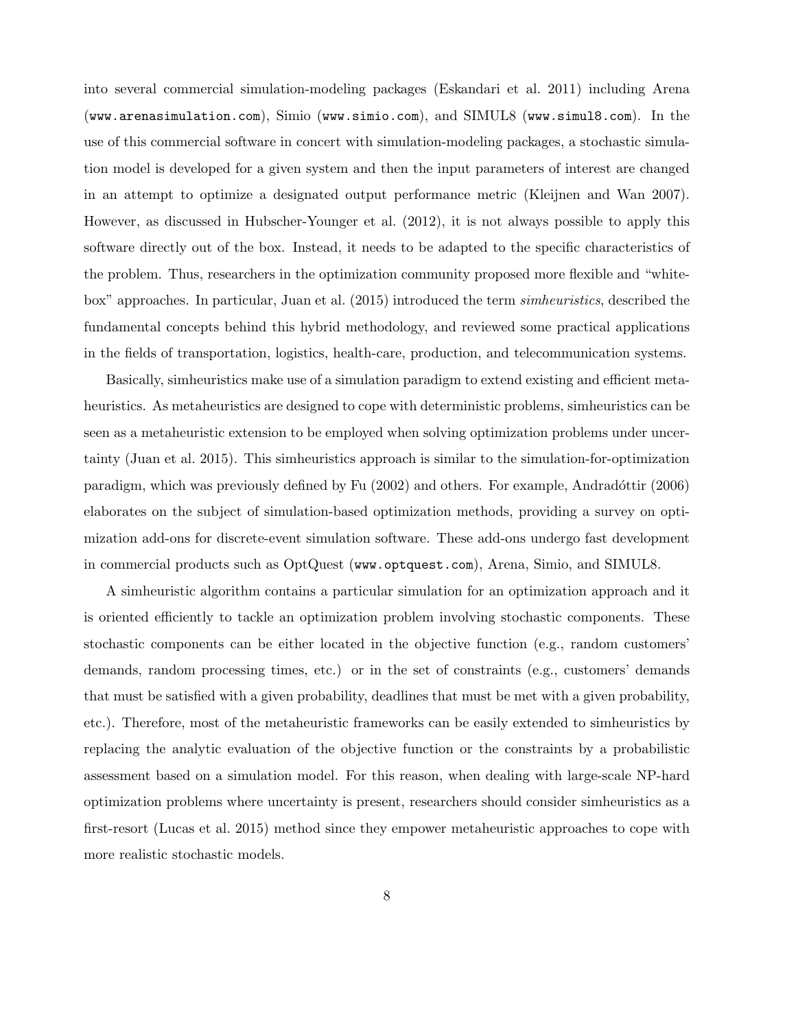into several commercial simulation-modeling packages (Eskandari et al. 2011) including Arena (`www.arenasimulation.com`), Simio (`www.simio.com`), and SIMUL8 (`www.simul8.com`). In the use of this commercial software in concert with simulation-modeling packages, a stochastic simulation model is developed for a given system and then the input parameters of interest are changed in an attempt to optimize a designated output performance metric (Kleijnen and Wan 2007). However, as discussed in Hubscher-Younger et al. (2012), it is not always possible to apply this software directly out of the box. Instead, it needs to be adapted to the specific characteristics of the problem. Thus, researchers in the optimization community proposed more flexible and "white-box" approaches. In particular, Juan et al. (2015) introduced the term *simheuristics*, described the fundamental concepts behind this hybrid methodology, and reviewed some practical applications in the fields of transportation, logistics, health-care, production, and telecommunication systems.

Basically, simheuristics make use of a simulation paradigm to extend existing and efficient metaheuristics. As metaheuristics are designed to cope with deterministic problems, simheuristics can be seen as a metaheuristic extension to be employed when solving optimization problems under uncertainty (Juan et al. 2015). This simheuristics approach is similar to the simulation-for-optimization paradigm, which was previously defined by Fu (2002) and others. For example, Andradóttir (2006) elaborates on the subject of simulation-based optimization methods, providing a survey on optimization add-ons for discrete-event simulation software. These add-ons undergo fast development in commercial products such as OptQuest (`www.optquest.com`), Arena, Simio, and SIMUL8.

A simheuristic algorithm contains a particular simulation for an optimization approach and it is oriented efficiently to tackle an optimization problem involving stochastic components. These stochastic components can be either located in the objective function (e.g., random customers' demands, random processing times, etc.) or in the set of constraints (e.g., customers' demands that must be satisfied with a given probability, deadlines that must be met with a given probability, etc.). Therefore, most of the metaheuristic frameworks can be easily extended to simheuristics by replacing the analytic evaluation of the objective function or the constraints by a probabilistic assessment based on a simulation model. For this reason, when dealing with large-scale NP-hard optimization problems where uncertainty is present, researchers should consider simheuristics as a first-resort (Lucas et al. 2015) method since they empower metaheuristic approaches to cope with more realistic stochastic models.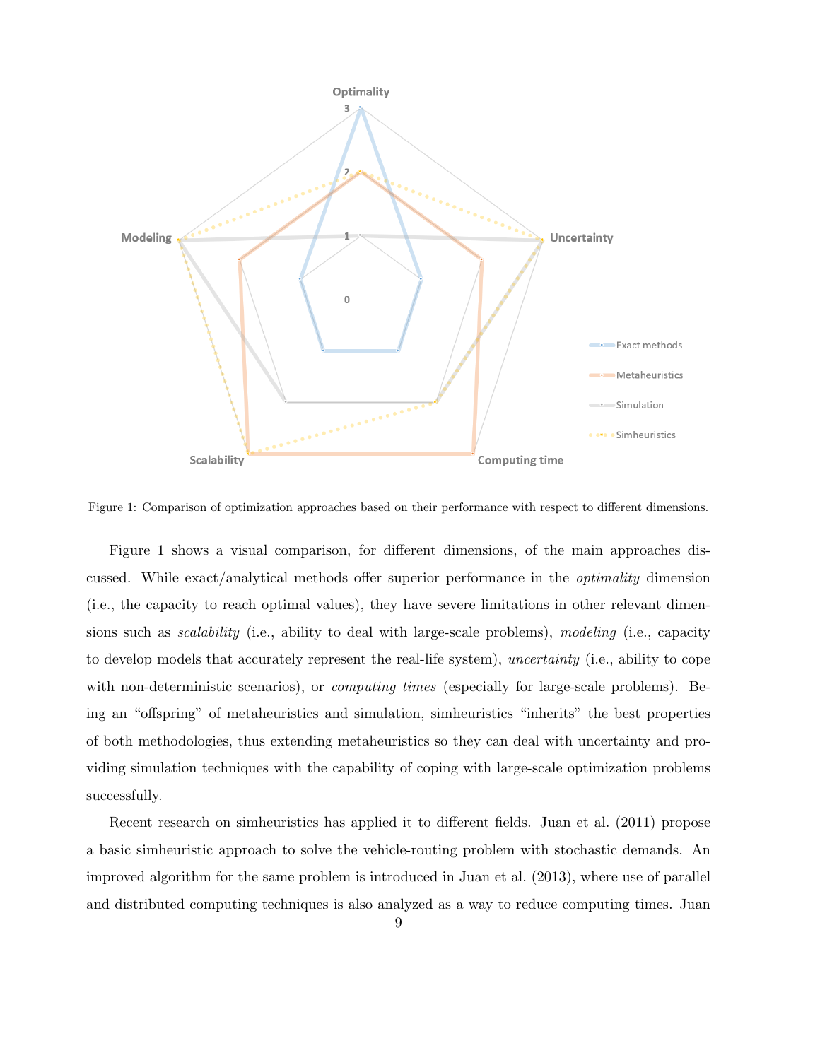Figure 1: Comparison of optimization approaches based on their performance with respect to different dimensions.

Figure 1 shows a visual comparison, for different dimensions, of the main approaches discussed. While exact/analytical methods offer superior performance in the *optimality* dimension (i.e., the capacity to reach optimal values), they have severe limitations in other relevant dimensions such as *scalability* (i.e., ability to deal with large-scale problems), *modeling* (i.e., capacity to develop models that accurately represent the real-life system), *uncertainty* (i.e., ability to cope with non-deterministic scenarios), or *computing times* (especially for large-scale problems). Being an "offspring" of metaheuristics and simulation, simheuristics "inherits" the best properties of both methodologies, thus extending metaheuristics so they can deal with uncertainty and providing simulation techniques with the capability of coping with large-scale optimization problems successfully.

Recent research on simheuristics has applied it to different fields. Juan et al. (2011) propose a basic simheuristic approach to solve the vehicle-routing problem with stochastic demands. An improved algorithm for the same problem is introduced in Juan et al. (2013), where use of parallel and distributed computing techniques is also analyzed as a way to reduce computing times. Juan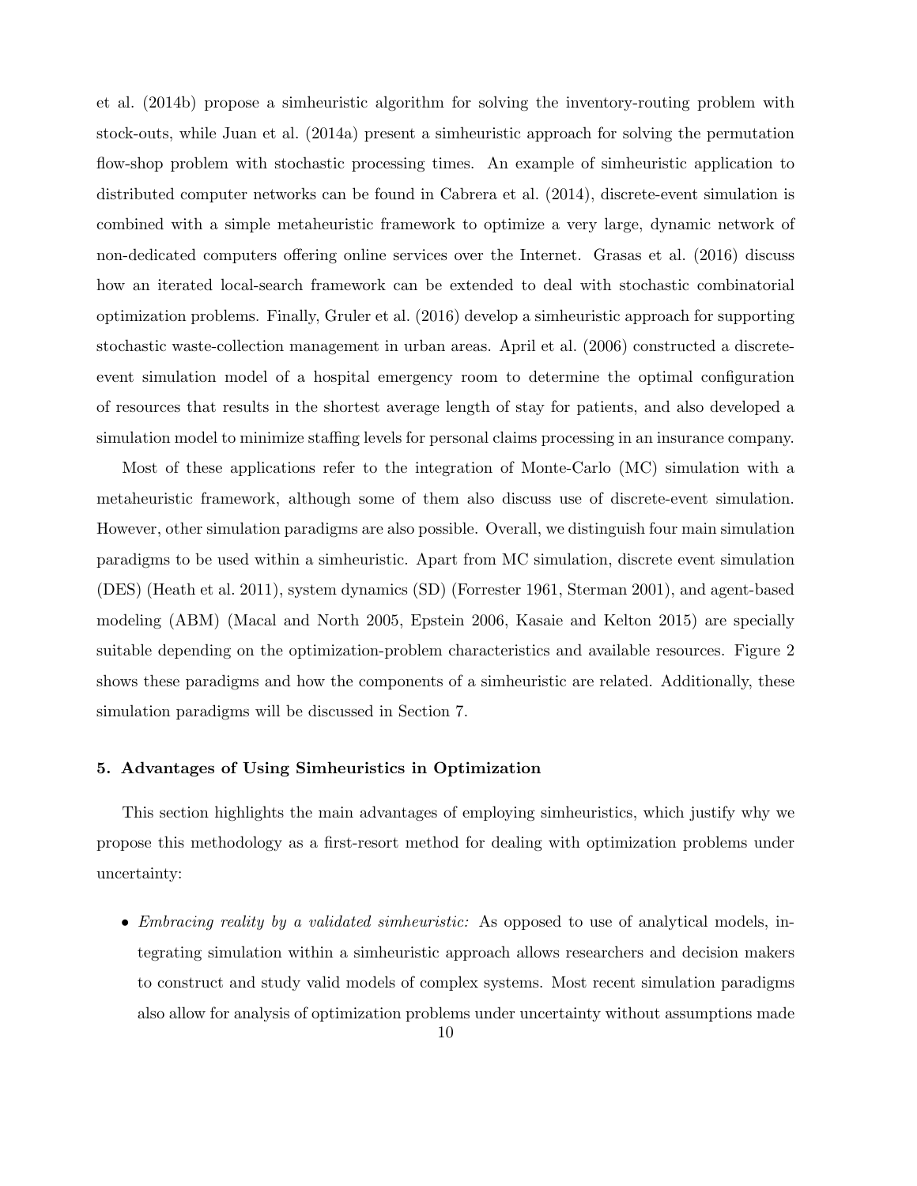et al. (2014b) propose a simheuristic algorithm for solving the inventory-routing problem with stock-outs, while Juan et al. (2014a) present a simheuristic approach for solving the permutation flow-shop problem with stochastic processing times. An example of simheuristic application to distributed computer networks can be found in Cabrera et al. (2014), discrete-event simulation is combined with a simple metaheuristic framework to optimize a very large, dynamic network of non-dedicated computers offering online services over the Internet. Grasas et al. (2016) discuss how an iterated local-search framework can be extended to deal with stochastic combinatorial optimization problems. Finally, Gruler et al. (2016) develop a simheuristic approach for supporting stochastic waste-collection management in urban areas. April et al. (2006) constructed a discrete-event simulation model of a hospital emergency room to determine the optimal configuration of resources that results in the shortest average length of stay for patients, and also developed a simulation model to minimize staffing levels for personal claims processing in an insurance company.

Most of these applications refer to the integration of Monte-Carlo (MC) simulation with a metaheuristic framework, although some of them also discuss use of discrete-event simulation. However, other simulation paradigms are also possible. Overall, we distinguish four main simulation paradigms to be used within a simheuristic. Apart from MC simulation, discrete event simulation (DES) (Heath et al. 2011), system dynamics (SD) (Forrester 1961, Sterman 2001), and agent-based modeling (ABM) (Macal and North 2005, Epstein 2006, Kasaie and Kelton 2015) are specially suitable depending on the optimization-problem characteristics and available resources. Figure 2 shows these paradigms and how the components of a simheuristic are related. Additionally, these simulation paradigms will be discussed in Section 7.

### 5. Advantages of Using Simheuristics in Optimization

This section highlights the main advantages of employing simheuristics, which justify why we propose this methodology as a first-resort method for dealing with optimization problems under uncertainty:

- *Embracing reality by a validated simheuristic:* As opposed to use of analytical models, integrating simulation within a simheuristic approach allows researchers and decision makers to construct and study valid models of complex systems. Most recent simulation paradigms also allow for analysis of optimization problems under uncertainty without assumptions made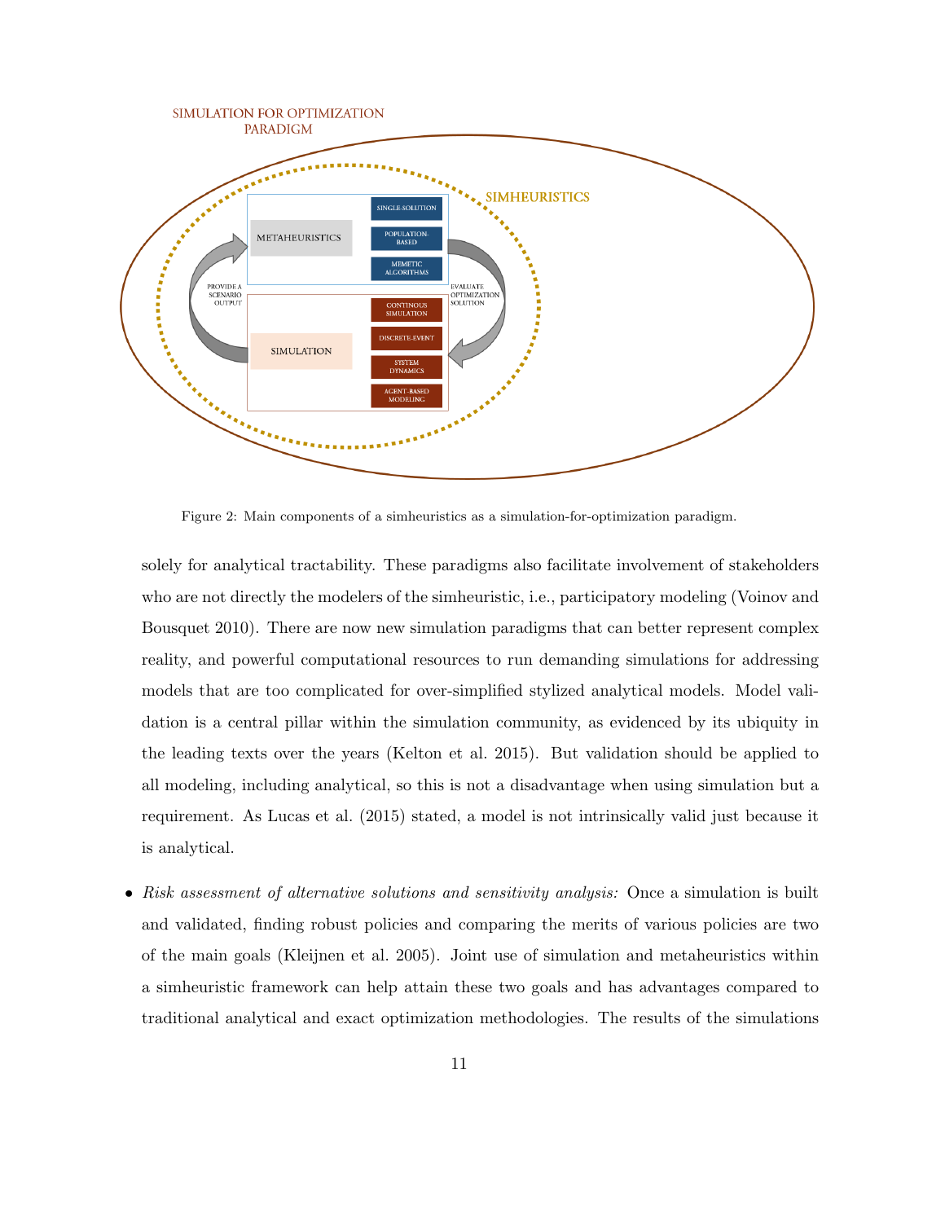Figure 2: Main components of a simheuristics as a simulation-for-optimization paradigm.

solely for analytical tractability. These paradigms also facilitate involvement of stakeholders who are not directly the modelers of the simheuristic, i.e., participatory modeling (Voinov and Bousquet 2010). There are now new simulation paradigms that can better represent complex reality, and powerful computational resources to run demanding simulations for addressing models that are too complicated for over-simplified stylized analytical models. Model validation is a central pillar within the simulation community, as evidenced by its ubiquity in the leading texts over the years (Kelton et al. 2015). But validation should be applied to all modeling, including analytical, so this is not a disadvantage when using simulation but a requirement. As Lucas et al. (2015) stated, a model is not intrinsically valid just because it is analytical.

- *Risk assessment of alternative solutions and sensitivity analysis:* Once a simulation is built and validated, finding robust policies and comparing the merits of various policies are two of the main goals (Kleijnen et al. 2005). Joint use of simulation and metaheuristics within a simheuristic framework can help attain these two goals and has advantages compared to traditional analytical and exact optimization methodologies. The results of the simulations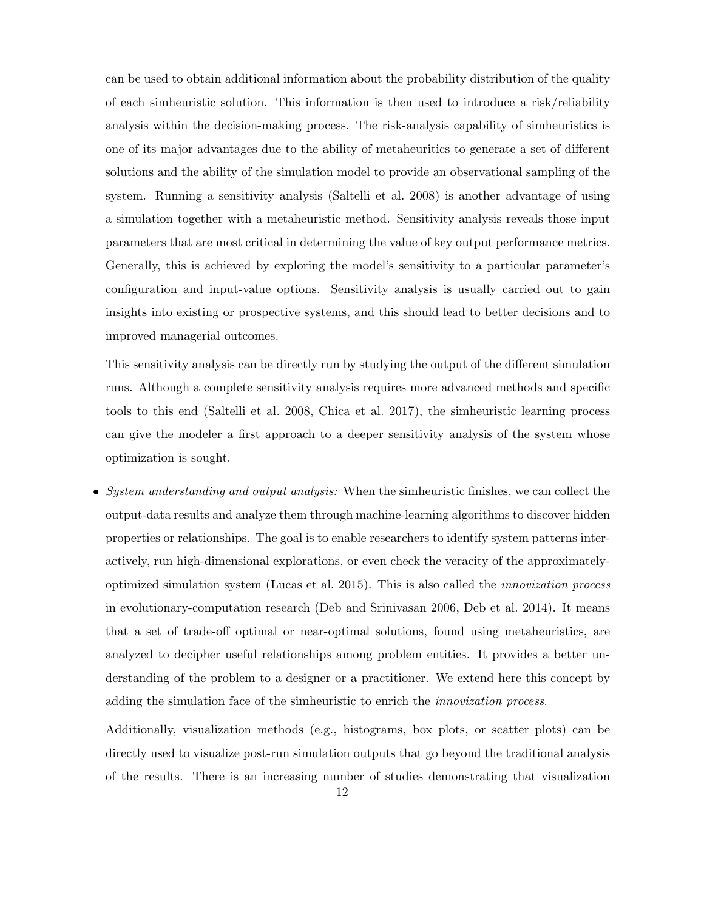can be used to obtain additional information about the probability distribution of the quality of each simheuristic solution. This information is then used to introduce a risk/reliability analysis within the decision-making process. The risk-analysis capability of simheuristics is one of its major advantages due to the ability of metaheuritics to generate a set of different solutions and the ability of the simulation model to provide an observational sampling of the system. Running a sensitivity analysis (Saltelli et al. 2008) is another advantage of using a simulation together with a metaheuristic method. Sensitivity analysis reveals those input parameters that are most critical in determining the value of key output performance metrics. Generally, this is achieved by exploring the model's sensitivity to a particular parameter's configuration and input-value options. Sensitivity analysis is usually carried out to gain insights into existing or prospective systems, and this should lead to better decisions and to improved managerial outcomes.

This sensitivity analysis can be directly run by studying the output of the different simulation runs. Although a complete sensitivity analysis requires more advanced methods and specific tools to this end (Saltelli et al. 2008, Chica et al. 2017), the simheuristic learning process can give the modeler a first approach to a deeper sensitivity analysis of the system whose optimization is sought.

- *System understanding and output analysis:* When the simheuristic finishes, we can collect the output-data results and analyze them through machine-learning algorithms to discover hidden properties or relationships. The goal is to enable researchers to identify system patterns interactively, run high-dimensional explorations, or even check the veracity of the approximately-optimized simulation system (Lucas et al. 2015). This is also called the *innovization process* in evolutionary-computation research (Deb and Srinivasan 2006, Deb et al. 2014). It means that a set of trade-off optimal or near-optimal solutions, found using metaheuristics, are analyzed to decipher useful relationships among problem entities. It provides a better understanding of the problem to a designer or a practitioner. We extend here this concept by adding the simulation face of the simheuristic to enrich the *innovization process*.

  Additionally, visualization methods (e.g., histograms, box plots, or scatter plots) can be directly used to visualize post-run simulation outputs that go beyond the traditional analysis of the results. There is an increasing number of studies demonstrating that visualization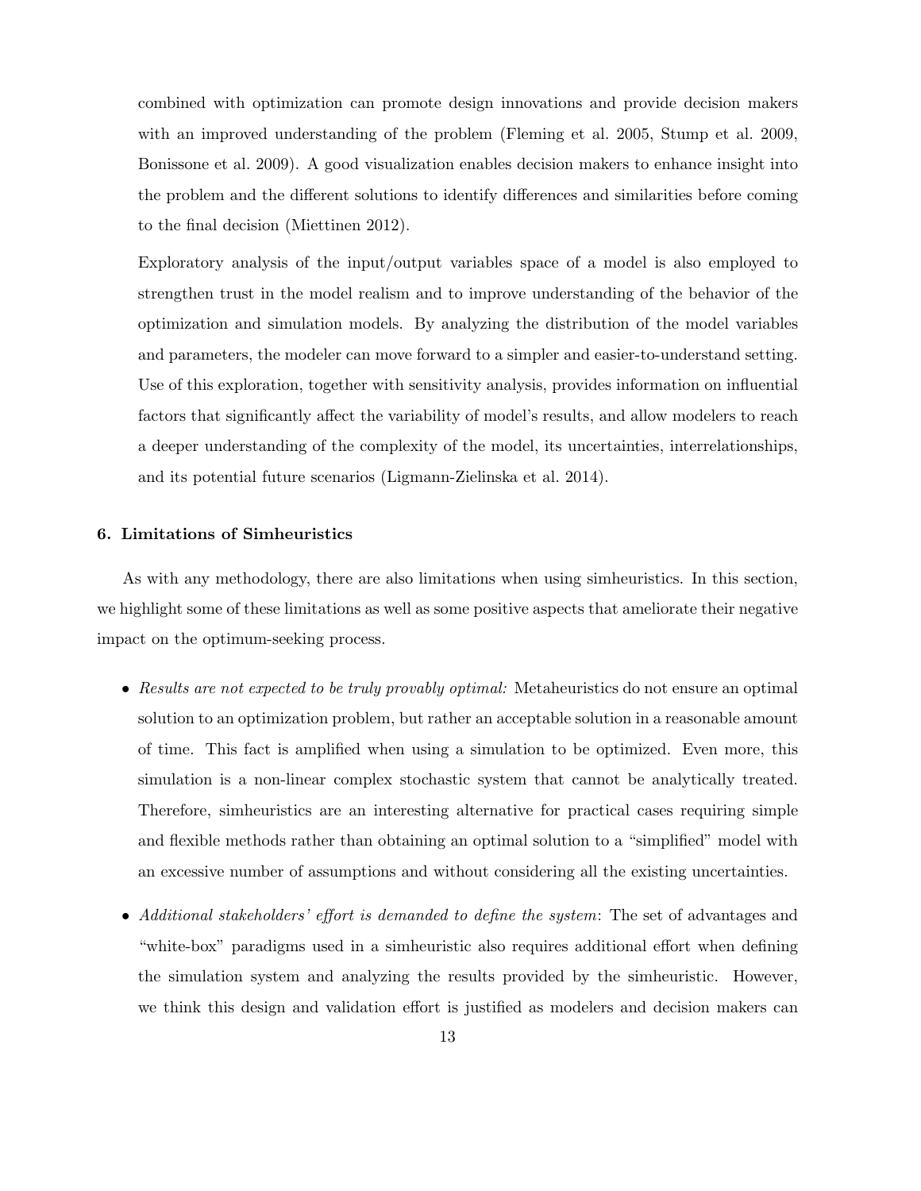combined with optimization can promote design innovations and provide decision makers with an improved understanding of the problem (Fleming et al. 2005, Stump et al. 2009, Bonissone et al. 2009). A good visualization enables decision makers to enhance insight into the problem and the different solutions to identify differences and similarities before coming to the final decision (Miettinen 2012).

Exploratory analysis of the input/output variables space of a model is also employed to strengthen trust in the model realism and to improve understanding of the behavior of the optimization and simulation models. By analyzing the distribution of the model variables and parameters, the modeler can move forward to a simpler and easier-to-understand setting. Use of this exploration, together with sensitivity analysis, provides information on influential factors that significantly affect the variability of model's results, and allow modelers to reach a deeper understanding of the complexity of the model, its uncertainties, interrelationships, and its potential future scenarios (Ligmann-Zielinska et al. 2014).

## 6. Limitations of Simheuristics

As with any methodology, there are also limitations when using simheuristics. In this section, we highlight some of these limitations as well as some positive aspects that ameliorate their negative impact on the optimum-seeking process.

- *Results are not expected to be truly provably optimal:* Metaheuristics do not ensure an optimal solution to an optimization problem, but rather an acceptable solution in a reasonable amount of time. This fact is amplified when using a simulation to be optimized. Even more, this simulation is a non-linear complex stochastic system that cannot be analytically treated. Therefore, simheuristics are an interesting alternative for practical cases requiring simple and flexible methods rather than obtaining an optimal solution to a "simplified" model with an excessive number of assumptions and without considering all the existing uncertainties.
- *Additional stakeholders' effort is demanded to define the system*: The set of advantages and "white-box" paradigms used in a simheuristic also requires additional effort when defining the simulation system and analyzing the results provided by the simheuristic. However, we think this design and validation effort is justified as modelers and decision makers can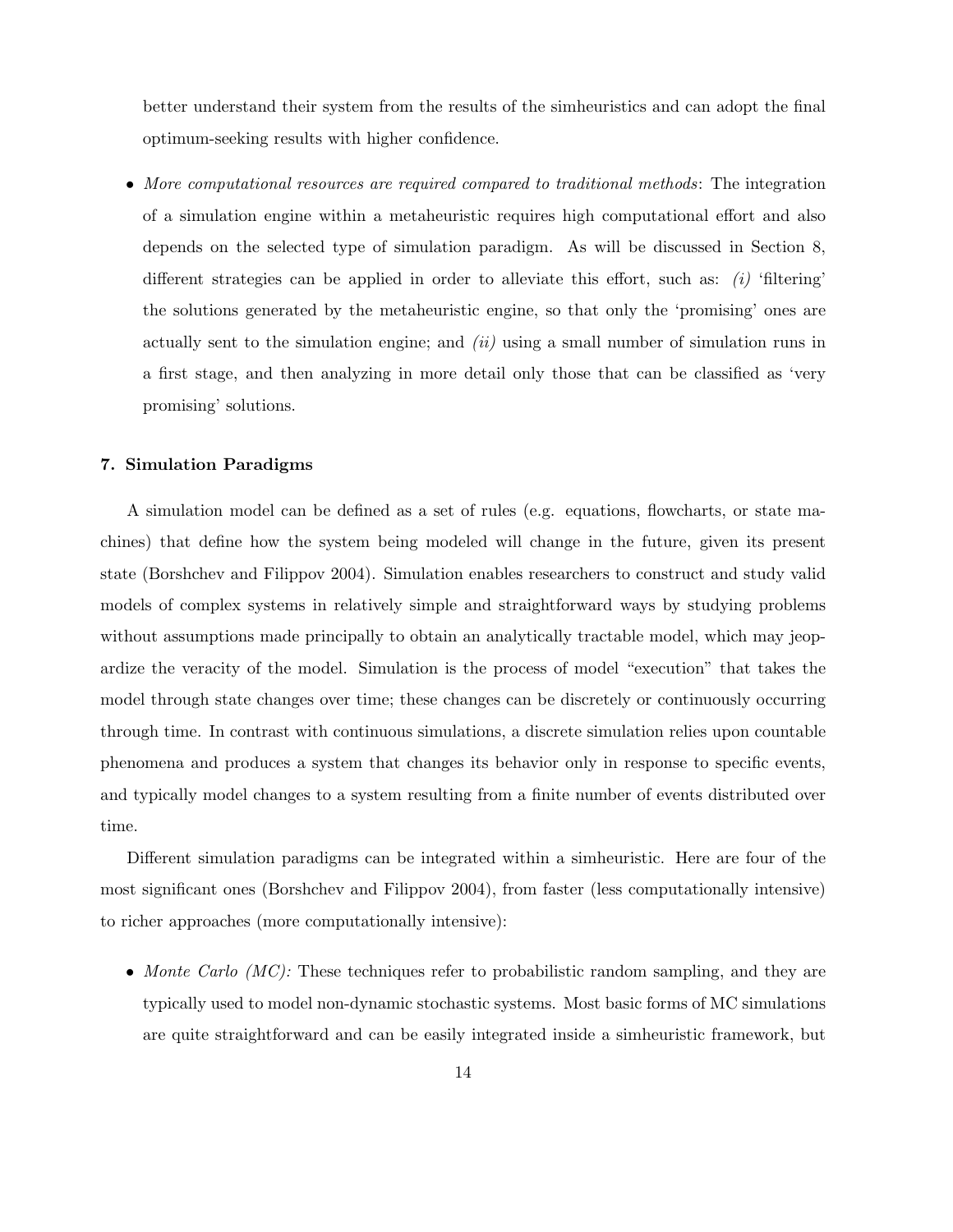better understand their system from the results of the simheuristics and can adopt the final optimum-seeking results with higher confidence.

- *More computational resources are required compared to traditional methods*: The integration of a simulation engine within a metaheuristic requires high computational effort and also depends on the selected type of simulation paradigm. As will be discussed in Section 8, different strategies can be applied in order to alleviate this effort, such as: *(i)* 'filtering' the solutions generated by the metaheuristic engine, so that only the 'promising' ones are actually sent to the simulation engine; and *(ii)* using a small number of simulation runs in a first stage, and then analyzing in more detail only those that can be classified as 'very promising' solutions.

### 7. Simulation Paradigms

A simulation model can be defined as a set of rules (e.g. equations, flowcharts, or state machines) that define how the system being modeled will change in the future, given its present state (Borshchev and Filippov 2004). Simulation enables researchers to construct and study valid models of complex systems in relatively simple and straightforward ways by studying problems without assumptions made principally to obtain an analytically tractable model, which may jeopardize the veracity of the model. Simulation is the process of model "execution" that takes the model through state changes over time; these changes can be discretely or continuously occurring through time. In contrast with continuous simulations, a discrete simulation relies upon countable phenomena and produces a system that changes its behavior only in response to specific events, and typically model changes to a system resulting from a finite number of events distributed over time.

Different simulation paradigms can be integrated within a simheuristic. Here are four of the most significant ones (Borshchev and Filippov 2004), from faster (less computationally intensive) to richer approaches (more computationally intensive):

- *Monte Carlo (MC):* These techniques refer to probabilistic random sampling, and they are typically used to model non-dynamic stochastic systems. Most basic forms of MC simulations are quite straightforward and can be easily integrated inside a simheuristic framework, but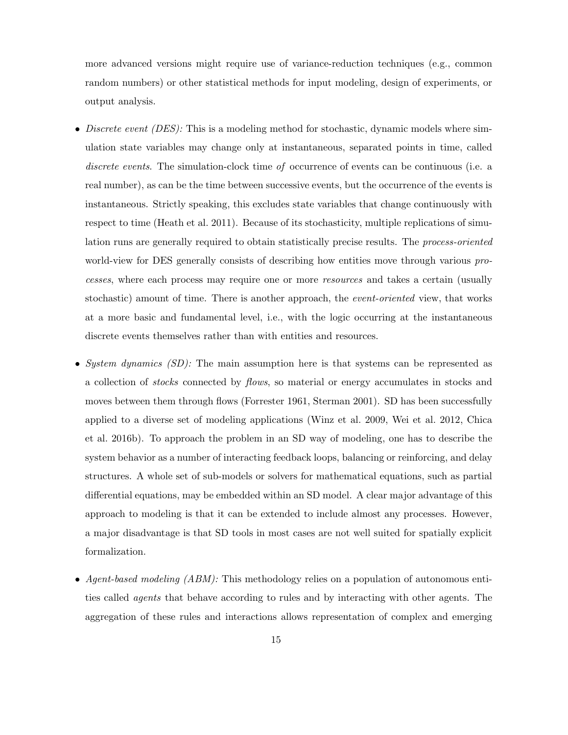more advanced versions might require use of variance-reduction techniques (e.g., common random numbers) or other statistical methods for input modeling, design of experiments, or output analysis.

- *Discrete event (DES):* This is a modeling method for stochastic, dynamic models where simulation state variables may change only at instantaneous, separated points in time, called *discrete events*. The simulation-clock time *of* occurrence of events can be continuous (i.e. a real number), as can be the time between successive events, but the occurrence of the events is instantaneous. Strictly speaking, this excludes state variables that change continuously with respect to time (Heath et al. 2011). Because of its stochasticity, multiple replications of simulation runs are generally required to obtain statistically precise results. The *process-oriented* world-view for DES generally consists of describing how entities move through various *processes*, where each process may require one or more *resources* and takes a certain (usually stochastic) amount of time. There is another approach, the *event-oriented* view, that works at a more basic and fundamental level, i.e., with the logic occurring at the instantaneous discrete events themselves rather than with entities and resources.

- *System dynamics (SD):* The main assumption here is that systems can be represented as a collection of *stocks* connected by *flows*, so material or energy accumulates in stocks and moves between them through flows (Forrester 1961, Sterman 2001). SD has been successfully applied to a diverse set of modeling applications (Winz et al. 2009, Wei et al. 2012, Chica et al. 2016b). To approach the problem in an SD way of modeling, one has to describe the system behavior as a number of interacting feedback loops, balancing or reinforcing, and delay structures. A whole set of sub-models or solvers for mathematical equations, such as partial differential equations, may be embedded within an SD model. A clear major advantage of this approach to modeling is that it can be extended to include almost any processes. However, a major disadvantage is that SD tools in most cases are not well suited for spatially explicit formalization.

- *Agent-based modeling (ABM):* This methodology relies on a population of autonomous entities called *agents* that behave according to rules and by interacting with other agents. The aggregation of these rules and interactions allows representation of complex and emerging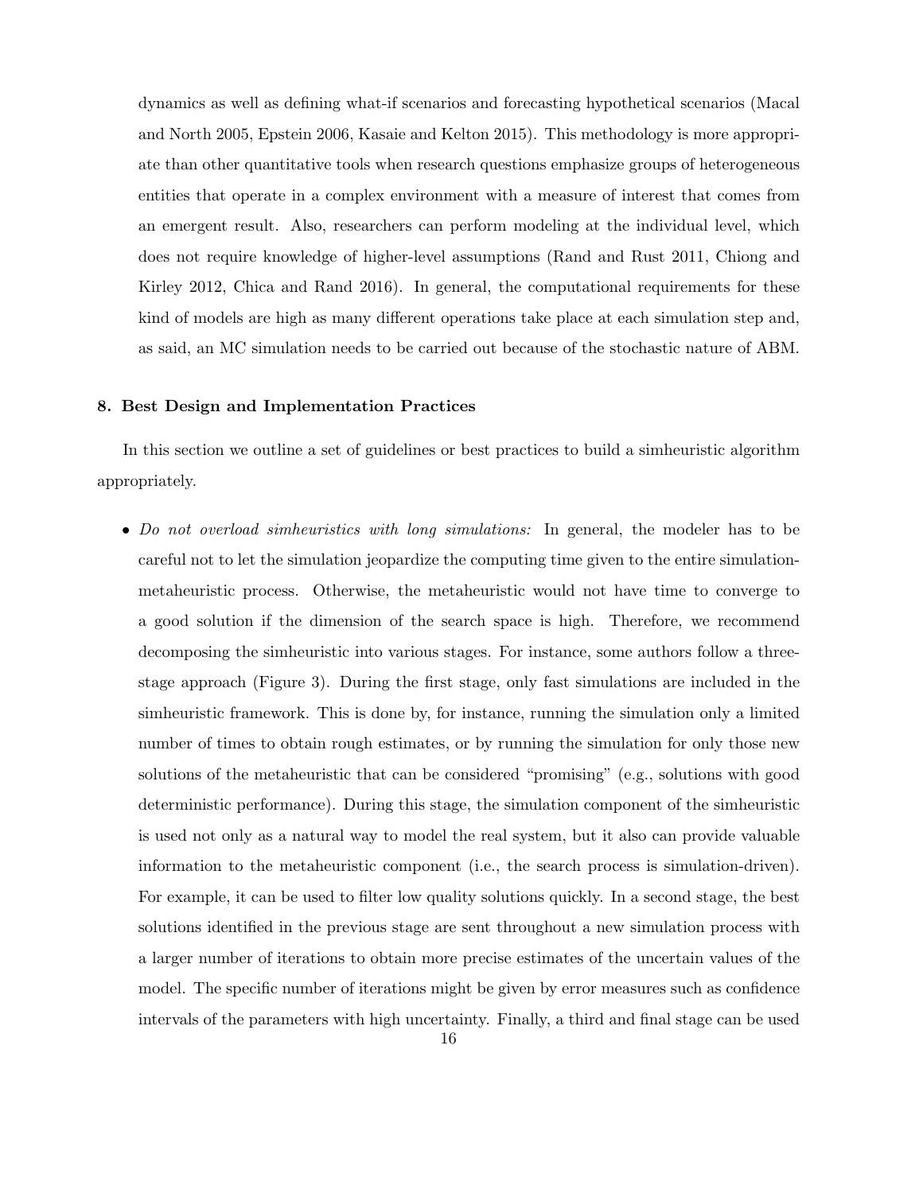dynamics as well as defining what-if scenarios and forecasting hypothetical scenarios (Macal and North 2005, Epstein 2006, Kasaie and Kelton 2015). This methodology is more appropriate than other quantitative tools when research questions emphasize groups of heterogeneous entities that operate in a complex environment with a measure of interest that comes from an emergent result. Also, researchers can perform modeling at the individual level, which does not require knowledge of higher-level assumptions (Rand and Rust 2011, Chiong and Kirley 2012, Chica and Rand 2016). In general, the computational requirements for these kind of models are high as many different operations take place at each simulation step and, as said, an MC simulation needs to be carried out because of the stochastic nature of ABM.

## 8. Best Design and Implementation Practices

In this section we outline a set of guidelines or best practices to build a simheuristic algorithm appropriately.

- *Do not overload simheuristics with long simulations:* In general, the modeler has to be careful not to let the simulation jeopardize the computing time given to the entire simulation-metaheuristic process. Otherwise, the metaheuristic would not have time to converge to a good solution if the dimension of the search space is high. Therefore, we recommend decomposing the simheuristic into various stages. For instance, some authors follow a three-stage approach (Figure 3). During the first stage, only fast simulations are included in the simheuristic framework. This is done by, for instance, running the simulation only a limited number of times to obtain rough estimates, or by running the simulation for only those new solutions of the metaheuristic that can be considered "promising" (e.g., solutions with good deterministic performance). During this stage, the simulation component of the simheuristic is used not only as a natural way to model the real system, but it also can provide valuable information to the metaheuristic component (i.e., the search process is simulation-driven). For example, it can be used to filter low quality solutions quickly. In a second stage, the best solutions identified in the previous stage are sent throughout a new simulation process with a larger number of iterations to obtain more precise estimates of the uncertain values of the model. The specific number of iterations might be given by error measures such as confidence intervals of the parameters with high uncertainty. Finally, a third and final stage can be used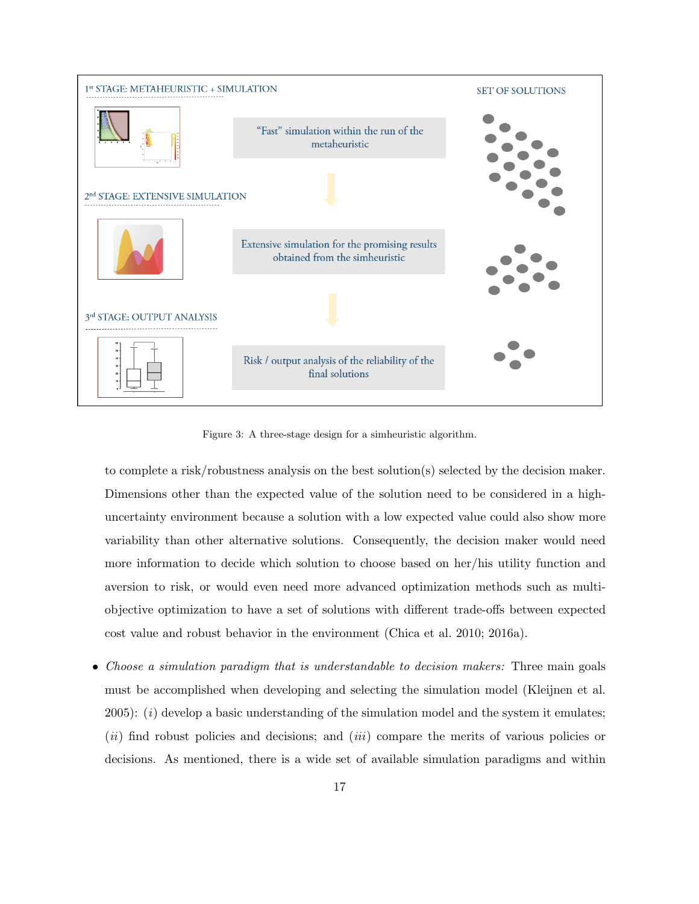1[st] STAGE: METAHEURISTIC + SIMULATION

SET OF SOLUTIONS

"Fast" simulation within the run of the metaheuristic

2[nd] STAGE: EXTENSIVE SIMULATION

Extensive simulation for the promising results obtained from the simheuristic

3[rd] STAGE: OUTPUT ANALYSIS

Risk / output analysis of the reliability of the final solutions

Figure 3: A three-stage design for a simheuristic algorithm.

to complete a risk/robustness analysis on the best solution(s) selected by the decision maker. Dimensions other than the expected value of the solution need to be considered in a high-uncertainty environment because a solution with a low expected value could also show more variability than other alternative solutions. Consequently, the decision maker would need more information to decide which solution to choose based on her/his utility function and aversion to risk, or would even need more advanced optimization methods such as multi-objective optimization to have a set of solutions with different trade-offs between expected cost value and robust behavior in the environment (Chica et al. 2010; 2016a).

- *Choose a simulation paradigm that is understandable to decision makers:* Three main goals must be accomplished when developing and selecting the simulation model (Kleijnen et al. 2005): (*i*) develop a basic understanding of the simulation model and the system it emulates; (*ii*) find robust policies and decisions; and (*iii*) compare the merits of various policies or decisions. As mentioned, there is a wide set of available simulation paradigms and within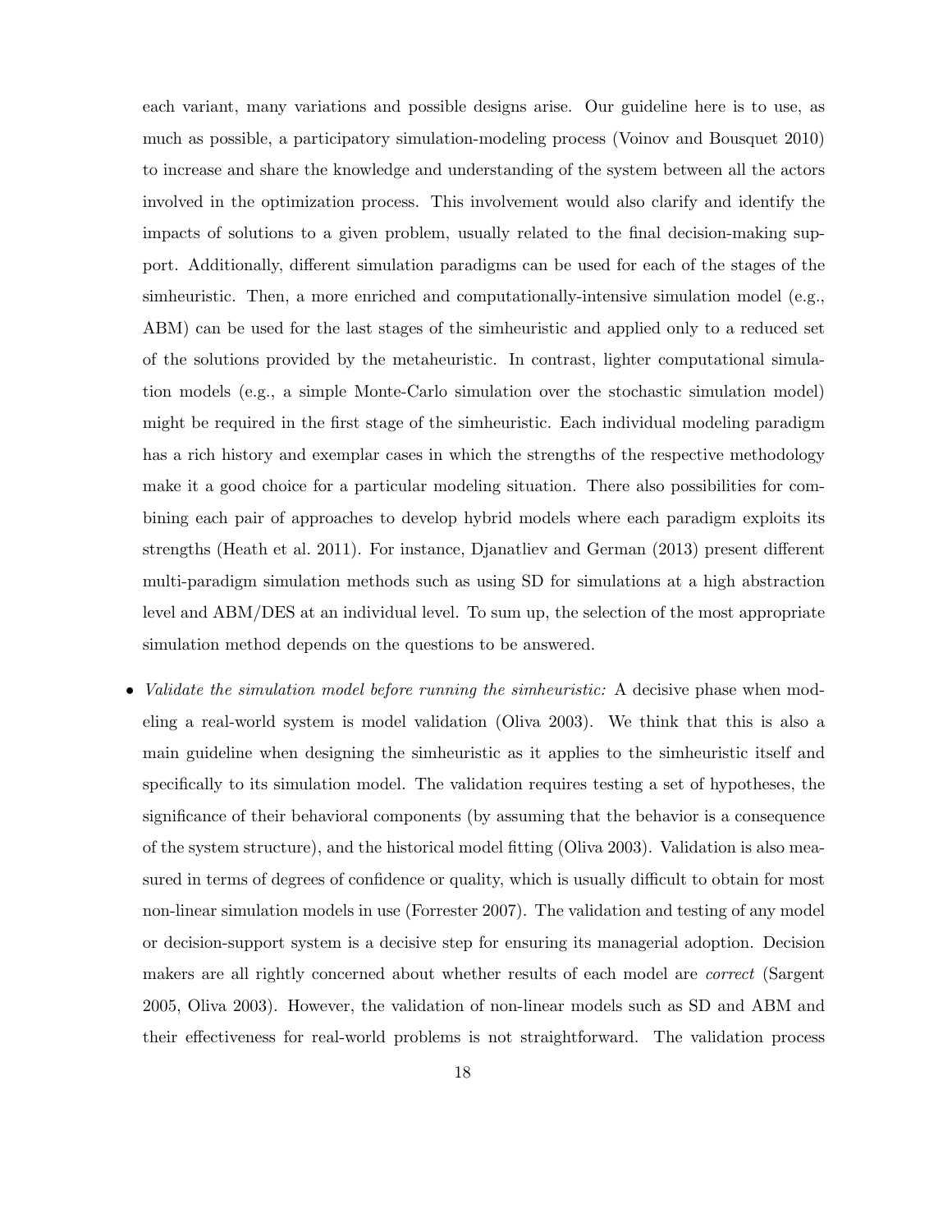each variant, many variations and possible designs arise. Our guideline here is to use, as much as possible, a participatory simulation-modeling process (Voinov and Bousquet 2010) to increase and share the knowledge and understanding of the system between all the actors involved in the optimization process. This involvement would also clarify and identify the impacts of solutions to a given problem, usually related to the final decision-making support. Additionally, different simulation paradigms can be used for each of the stages of the simheuristic. Then, a more enriched and computationally-intensive simulation model (e.g., ABM) can be used for the last stages of the simheuristic and applied only to a reduced set of the solutions provided by the metaheuristic. In contrast, lighter computational simulation models (e.g., a simple Monte-Carlo simulation over the stochastic simulation model) might be required in the first stage of the simheuristic. Each individual modeling paradigm has a rich history and exemplar cases in which the strengths of the respective methodology make it a good choice for a particular modeling situation. There also possibilities for combining each pair of approaches to develop hybrid models where each paradigm exploits its strengths (Heath et al. 2011). For instance, Djanatliev and German (2013) present different multi-paradigm simulation methods such as using SD for simulations at a high abstraction level and ABM/DES at an individual level. To sum up, the selection of the most appropriate simulation method depends on the questions to be answered.

- *Validate the simulation model before running the simheuristic:* A decisive phase when modeling a real-world system is model validation (Oliva 2003). We think that this is also a main guideline when designing the simheuristic as it applies to the simheuristic itself and specifically to its simulation model. The validation requires testing a set of hypotheses, the significance of their behavioral components (by assuming that the behavior is a consequence of the system structure), and the historical model fitting (Oliva 2003). Validation is also measured in terms of degrees of confidence or quality, which is usually difficult to obtain for most non-linear simulation models in use (Forrester 2007). The validation and testing of any model or decision-support system is a decisive step for ensuring its managerial adoption. Decision makers are all rightly concerned about whether results of each model are *correct* (Sargent 2005, Oliva 2003). However, the validation of non-linear models such as SD and ABM and their effectiveness for real-world problems is not straightforward. The validation process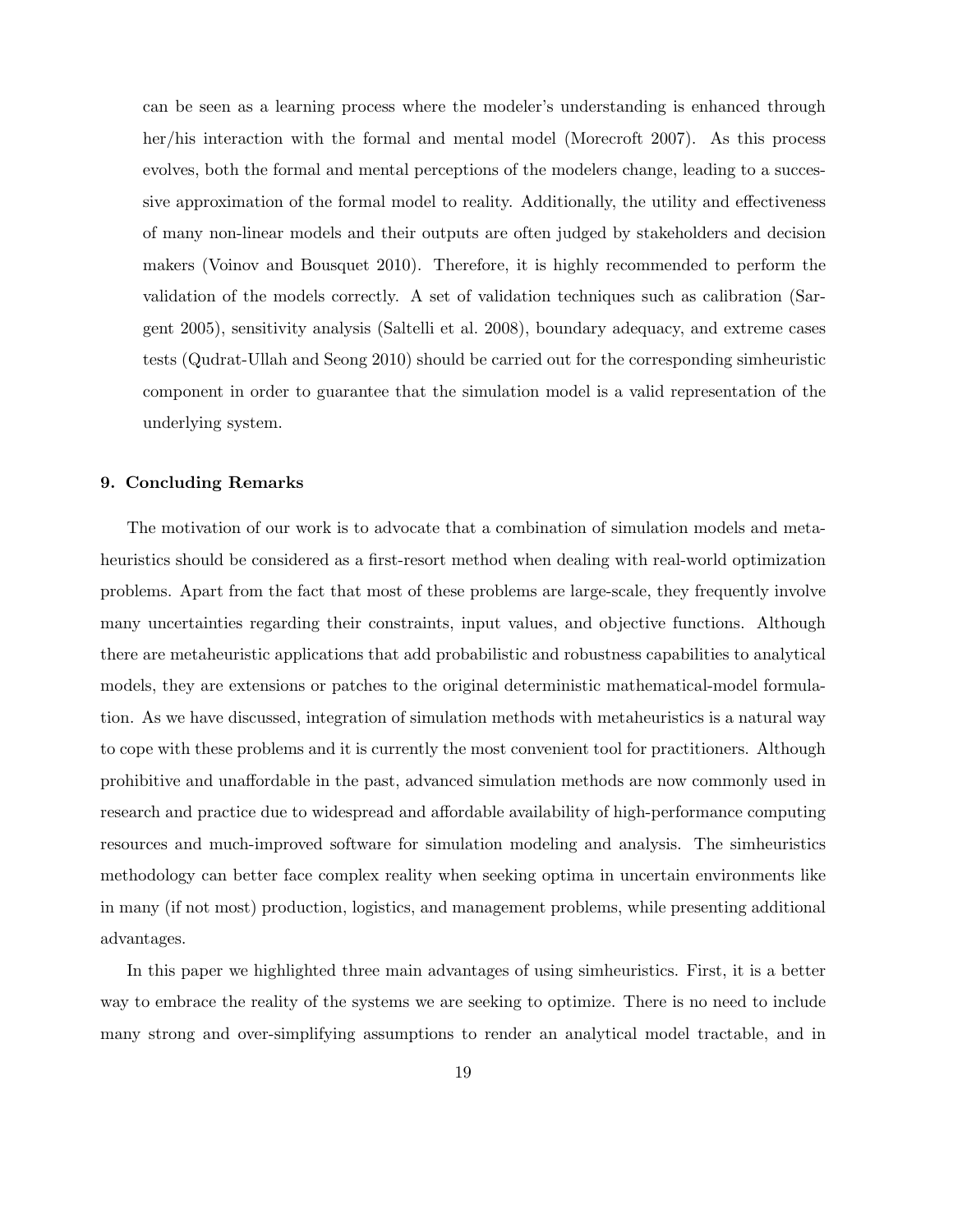can be seen as a learning process where the modeler's understanding is enhanced through her/his interaction with the formal and mental model (Morecroft 2007). As this process evolves, both the formal and mental perceptions of the modelers change, leading to a successive approximation of the formal model to reality. Additionally, the utility and effectiveness of many non-linear models and their outputs are often judged by stakeholders and decision makers (Voinov and Bousquet 2010). Therefore, it is highly recommended to perform the validation of the models correctly. A set of validation techniques such as calibration (Sargent 2005), sensitivity analysis (Saltelli et al. 2008), boundary adequacy, and extreme cases tests (Qudrat-Ullah and Seong 2010) should be carried out for the corresponding simheuristic component in order to guarantee that the simulation model is a valid representation of the underlying system.

## 9. Concluding Remarks

The motivation of our work is to advocate that a combination of simulation models and metaheuristics should be considered as a first-resort method when dealing with real-world optimization problems. Apart from the fact that most of these problems are large-scale, they frequently involve many uncertainties regarding their constraints, input values, and objective functions. Although there are metaheuristic applications that add probabilistic and robustness capabilities to analytical models, they are extensions or patches to the original deterministic mathematical-model formulation. As we have discussed, integration of simulation methods with metaheuristics is a natural way to cope with these problems and it is currently the most convenient tool for practitioners. Although prohibitive and unaffordable in the past, advanced simulation methods are now commonly used in research and practice due to widespread and affordable availability of high-performance computing resources and much-improved software for simulation modeling and analysis. The simheuristics methodology can better face complex reality when seeking optima in uncertain environments like in many (if not most) production, logistics, and management problems, while presenting additional advantages.

In this paper we highlighted three main advantages of using simheuristics. First, it is a better way to embrace the reality of the systems we are seeking to optimize. There is no need to include many strong and over-simplifying assumptions to render an analytical model tractable, and in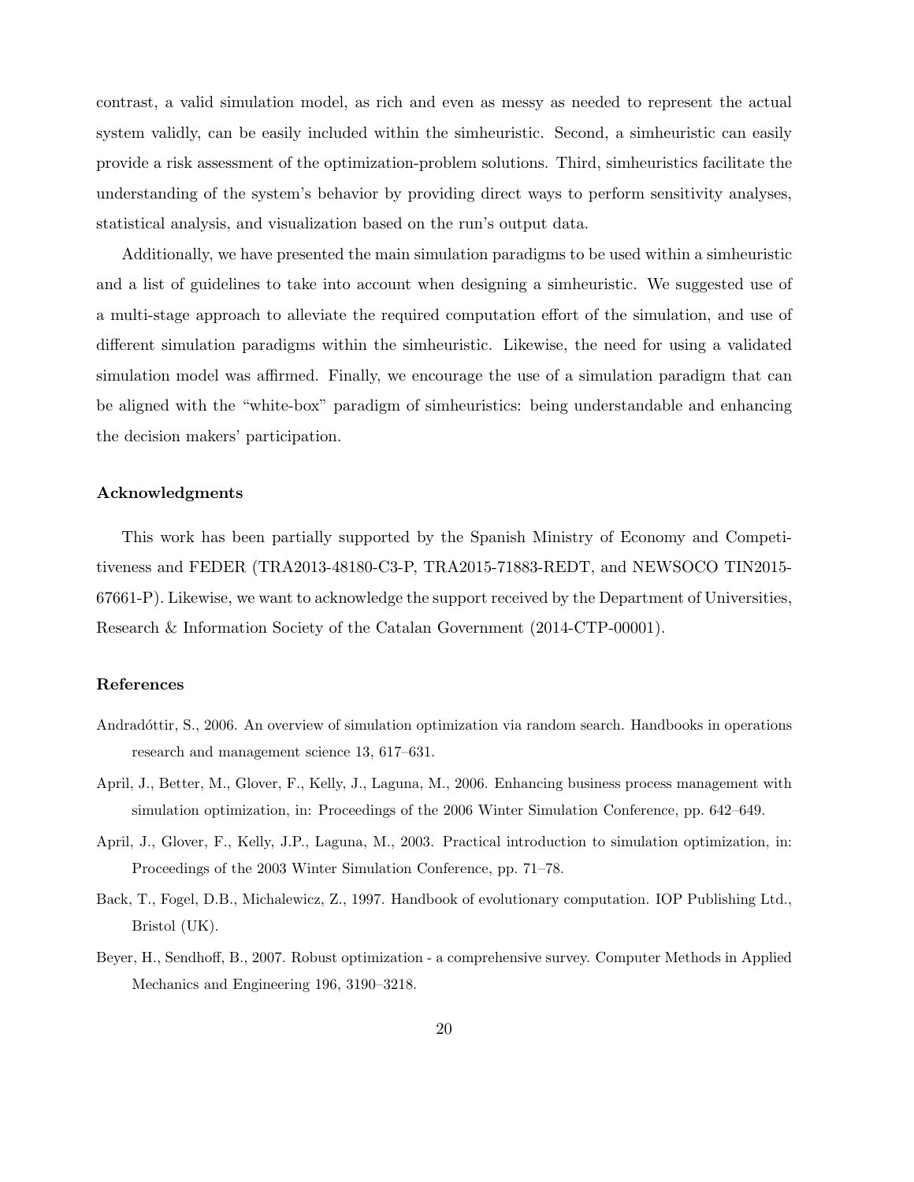contrast, a valid simulation model, as rich and even as messy as needed to represent the actual system validly, can be easily included within the simheuristic. Second, a simheuristic can easily provide a risk assessment of the optimization-problem solutions. Third, simheuristics facilitate the understanding of the system's behavior by providing direct ways to perform sensitivity analyses, statistical analysis, and visualization based on the run's output data.

Additionally, we have presented the main simulation paradigms to be used within a simheuristic and a list of guidelines to take into account when designing a simheuristic. We suggested use of a multi-stage approach to alleviate the required computation effort of the simulation, and use of different simulation paradigms within the simheuristic. Likewise, the need for using a validated simulation model was affirmed. Finally, we encourage the use of a simulation paradigm that can be aligned with the "white-box" paradigm of simheuristics: being understandable and enhancing the decision makers' participation.

### Acknowledgments

This work has been partially supported by the Spanish Ministry of Economy and Competitiveness and FEDER (TRA2013-48180-C3-P, TRA2015-71883-REDT, and NEWSOCO TIN2015-67661-P). Likewise, we want to acknowledge the support received by the Department of Universities, Research & Information Society of the Catalan Government (2014-CTP-00001).

### References

Andradóttir, S., 2006. An overview of simulation optimization via random search. Handbooks in operations research and management science 13, 617–631.

April, J., Better, M., Glover, F., Kelly, J., Laguna, M., 2006. Enhancing business process management with simulation optimization, in: Proceedings of the 2006 Winter Simulation Conference, pp. 642–649.

April, J., Glover, F., Kelly, J.P., Laguna, M., 2003. Practical introduction to simulation optimization, in: Proceedings of the 2003 Winter Simulation Conference, pp. 71–78.

Back, T., Fogel, D.B., Michalewicz, Z., 1997. Handbook of evolutionary computation. IOP Publishing Ltd., Bristol (UK).

Beyer, H., Sendhoff, B., 2007. Robust optimization - a comprehensive survey. Computer Methods in Applied Mechanics and Engineering 196, 3190–3218.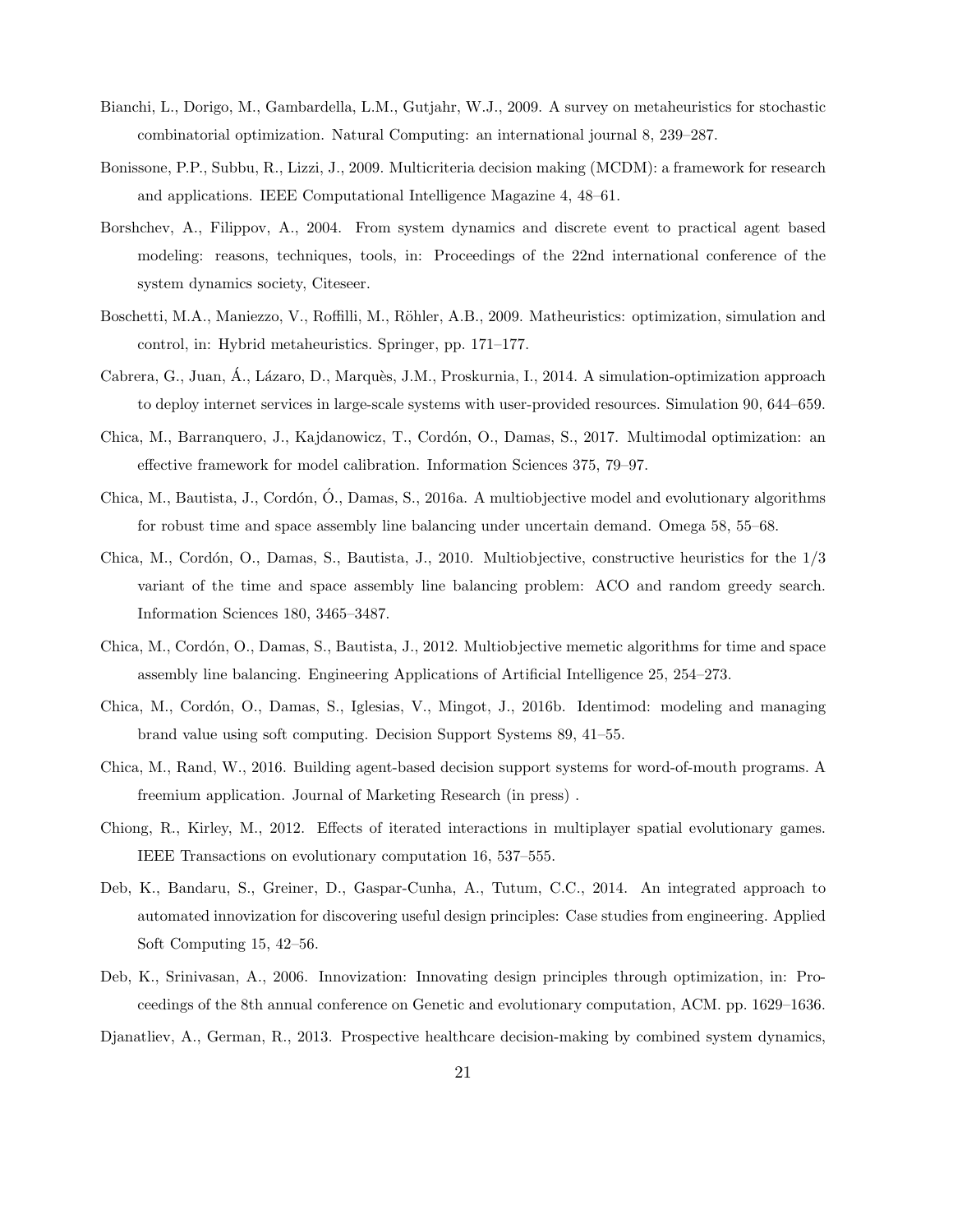Bianchi, L., Dorigo, M., Gambardella, L.M., Gutjahr, W.J., 2009. A survey on metaheuristics for stochastic combinatorial optimization. Natural Computing: an international journal 8, 239–287.

Bonissone, P.P., Subbu, R., Lizzi, J., 2009. Multicriteria decision making (MCDM): a framework for research and applications. IEEE Computational Intelligence Magazine 4, 48–61.

Borshchev, A., Filippov, A., 2004. From system dynamics and discrete event to practical agent based modeling: reasons, techniques, tools, in: Proceedings of the 22nd international conference of the system dynamics society, Citeseer.

Boschetti, M.A., Maniezzo, V., Roffilli, M., Röhler, A.B., 2009. Matheuristics: optimization, simulation and control, in: Hybrid metaheuristics. Springer, pp. 171–177.

Cabrera, G., Juan, Á., Lázaro, D., Marquès, J.M., Proskurnia, I., 2014. A simulation-optimization approach to deploy internet services in large-scale systems with user-provided resources. Simulation 90, 644–659.

Chica, M., Barranquero, J., Kajdanowicz, T., Cordón, O., Damas, S., 2017. Multimodal optimization: an effective framework for model calibration. Information Sciences 375, 79–97.

Chica, M., Bautista, J., Cordón, Ó., Damas, S., 2016a. A multiobjective model and evolutionary algorithms for robust time and space assembly line balancing under uncertain demand. Omega 58, 55–68.

Chica, M., Cordón, O., Damas, S., Bautista, J., 2010. Multiobjective, constructive heuristics for the 1/3 variant of the time and space assembly line balancing problem: ACO and random greedy search. Information Sciences 180, 3465–3487.

Chica, M., Cordón, O., Damas, S., Bautista, J., 2012. Multiobjective memetic algorithms for time and space assembly line balancing. Engineering Applications of Artificial Intelligence 25, 254–273.

Chica, M., Cordón, O., Damas, S., Iglesias, V., Mingot, J., 2016b. Identimod: modeling and managing brand value using soft computing. Decision Support Systems 89, 41–55.

Chica, M., Rand, W., 2016. Building agent-based decision support systems for word-of-mouth programs. A freemium application. Journal of Marketing Research (in press) .

Chiong, R., Kirley, M., 2012. Effects of iterated interactions in multiplayer spatial evolutionary games. IEEE Transactions on evolutionary computation 16, 537–555.

Deb, K., Bandaru, S., Greiner, D., Gaspar-Cunha, A., Tutum, C.C., 2014. An integrated approach to automated innovization for discovering useful design principles: Case studies from engineering. Applied Soft Computing 15, 42–56.

Deb, K., Srinivasan, A., 2006. Innovization: Innovating design principles through optimization, in: Proceedings of the 8th annual conference on Genetic and evolutionary computation, ACM. pp. 1629–1636.

Djanatliev, A., German, R., 2013. Prospective healthcare decision-making by combined system dynamics,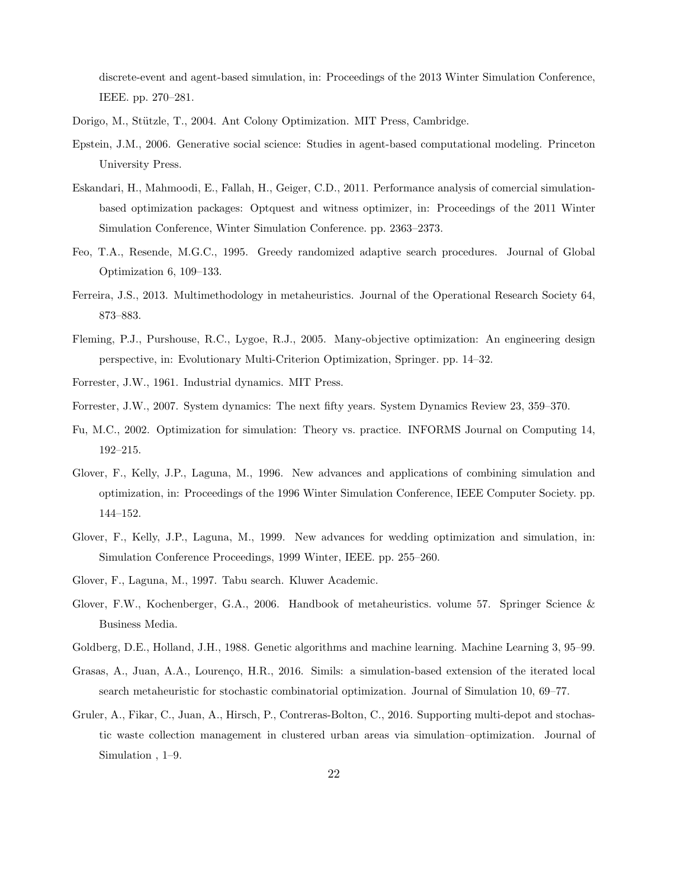discrete-event and agent-based simulation, in: Proceedings of the 2013 Winter Simulation Conference, IEEE. pp. 270–281.

Dorigo, M., Stützle, T., 2004. Ant Colony Optimization. MIT Press, Cambridge.

Epstein, J.M., 2006. Generative social science: Studies in agent-based computational modeling. Princeton University Press.

Eskandari, H., Mahmoodi, E., Fallah, H., Geiger, C.D., 2011. Performance analysis of comercial simulation-based optimization packages: Optquest and witness optimizer, in: Proceedings of the 2011 Winter Simulation Conference, Winter Simulation Conference. pp. 2363–2373.

Feo, T.A., Resende, M.G.C., 1995. Greedy randomized adaptive search procedures. Journal of Global Optimization 6, 109–133.

Ferreira, J.S., 2013. Multimethodology in metaheuristics. Journal of the Operational Research Society 64, 873–883.

Fleming, P.J., Purshouse, R.C., Lygoe, R.J., 2005. Many-objective optimization: An engineering design perspective, in: Evolutionary Multi-Criterion Optimization, Springer. pp. 14–32.

Forrester, J.W., 1961. Industrial dynamics. MIT Press.

Forrester, J.W., 2007. System dynamics: The next fifty years. System Dynamics Review 23, 359–370.

Fu, M.C., 2002. Optimization for simulation: Theory vs. practice. INFORMS Journal on Computing 14, 192–215.

Glover, F., Kelly, J.P., Laguna, M., 1996. New advances and applications of combining simulation and optimization, in: Proceedings of the 1996 Winter Simulation Conference, IEEE Computer Society. pp. 144–152.

Glover, F., Kelly, J.P., Laguna, M., 1999. New advances for wedding optimization and simulation, in: Simulation Conference Proceedings, 1999 Winter, IEEE. pp. 255–260.

Glover, F., Laguna, M., 1997. Tabu search. Kluwer Academic.

Glover, F.W., Kochenberger, G.A., 2006. Handbook of metaheuristics. volume 57. Springer Science & Business Media.

Goldberg, D.E., Holland, J.H., 1988. Genetic algorithms and machine learning. Machine Learning 3, 95–99.

Grasas, A., Juan, A.A., Lourenço, H.R., 2016. Simils: a simulation-based extension of the iterated local search metaheuristic for stochastic combinatorial optimization. Journal of Simulation 10, 69–77.

Gruler, A., Fikar, C., Juan, A., Hirsch, P., Contreras-Bolton, C., 2016. Supporting multi-depot and stochastic waste collection management in clustered urban areas via simulation–optimization. Journal of Simulation , 1–9.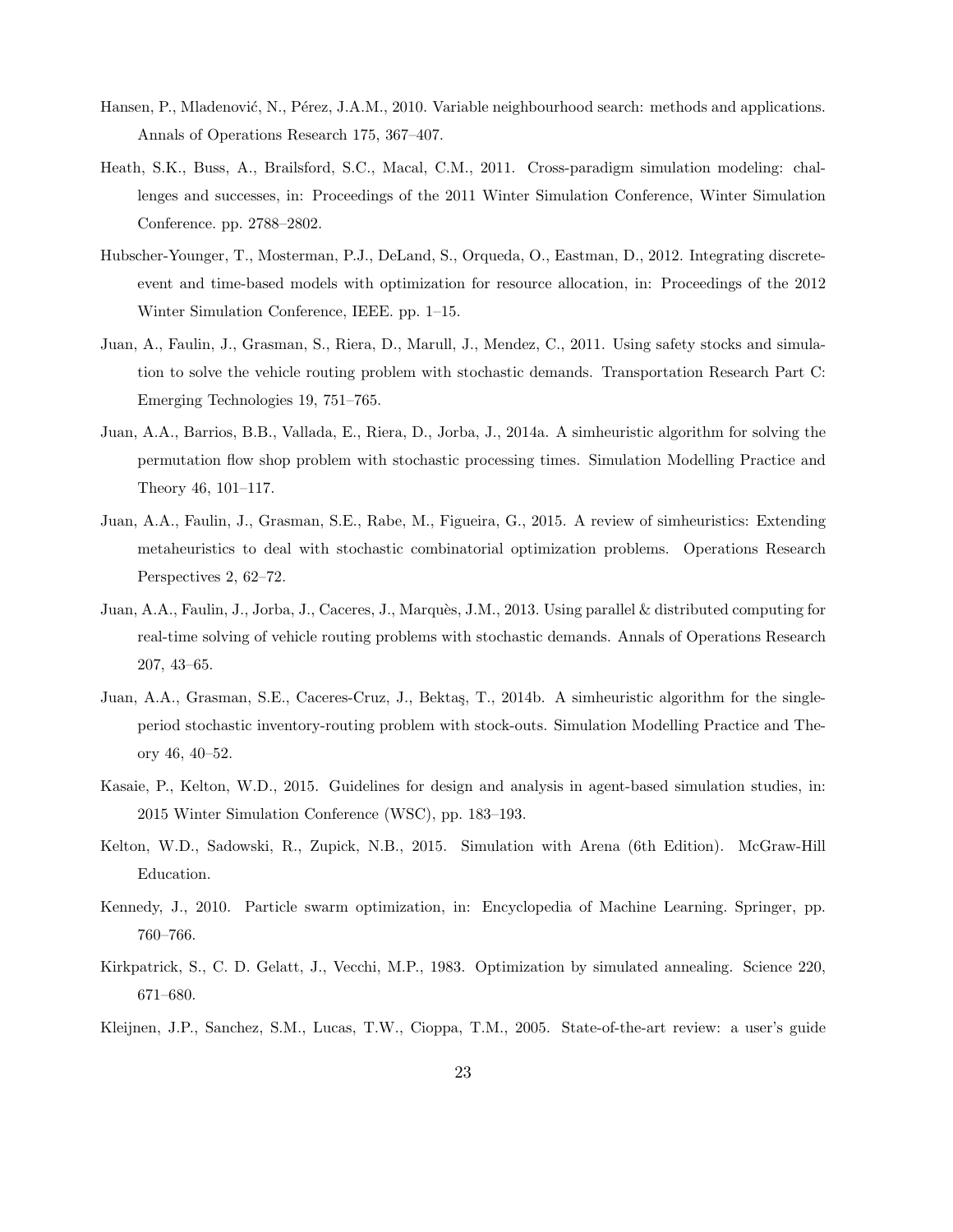Hansen, P., Mladenović, N., Pérez, J.A.M., 2010. Variable neighbourhood search: methods and applications. Annals of Operations Research 175, 367–407.

Heath, S.K., Buss, A., Brailsford, S.C., Macal, C.M., 2011. Cross-paradigm simulation modeling: challenges and successes, in: Proceedings of the 2011 Winter Simulation Conference, Winter Simulation Conference. pp. 2788–2802.

Hubscher-Younger, T., Mosterman, P.J., DeLand, S., Orqueda, O., Eastman, D., 2012. Integrating discrete-event and time-based models with optimization for resource allocation, in: Proceedings of the 2012 Winter Simulation Conference, IEEE. pp. 1–15.

Juan, A., Faulin, J., Grasman, S., Riera, D., Marull, J., Mendez, C., 2011. Using safety stocks and simulation to solve the vehicle routing problem with stochastic demands. Transportation Research Part C: Emerging Technologies 19, 751–765.

Juan, A.A., Barrios, B.B., Vallada, E., Riera, D., Jorba, J., 2014a. A simheuristic algorithm for solving the permutation flow shop problem with stochastic processing times. Simulation Modelling Practice and Theory 46, 101–117.

Juan, A.A., Faulin, J., Grasman, S.E., Rabe, M., Figueira, G., 2015. A review of simheuristics: Extending metaheuristics to deal with stochastic combinatorial optimization problems. Operations Research Perspectives 2, 62–72.

Juan, A.A., Faulin, J., Jorba, J., Caceres, J., Marquès, J.M., 2013. Using parallel & distributed computing for real-time solving of vehicle routing problems with stochastic demands. Annals of Operations Research 207, 43–65.

Juan, A.A., Grasman, S.E., Caceres-Cruz, J., Bektaş, T., 2014b. A simheuristic algorithm for the single-period stochastic inventory-routing problem with stock-outs. Simulation Modelling Practice and Theory 46, 40–52.

Kasaie, P., Kelton, W.D., 2015. Guidelines for design and analysis in agent-based simulation studies, in: 2015 Winter Simulation Conference (WSC), pp. 183–193.

Kelton, W.D., Sadowski, R., Zupick, N.B., 2015. Simulation with Arena (6th Edition). McGraw-Hill Education.

Kennedy, J., 2010. Particle swarm optimization, in: Encyclopedia of Machine Learning. Springer, pp. 760–766.

Kirkpatrick, S., C. D. Gelatt, J., Vecchi, M.P., 1983. Optimization by simulated annealing. Science 220, 671–680.

Kleijnen, J.P., Sanchez, S.M., Lucas, T.W., Cioppa, T.M., 2005. State-of-the-art review: a user's guide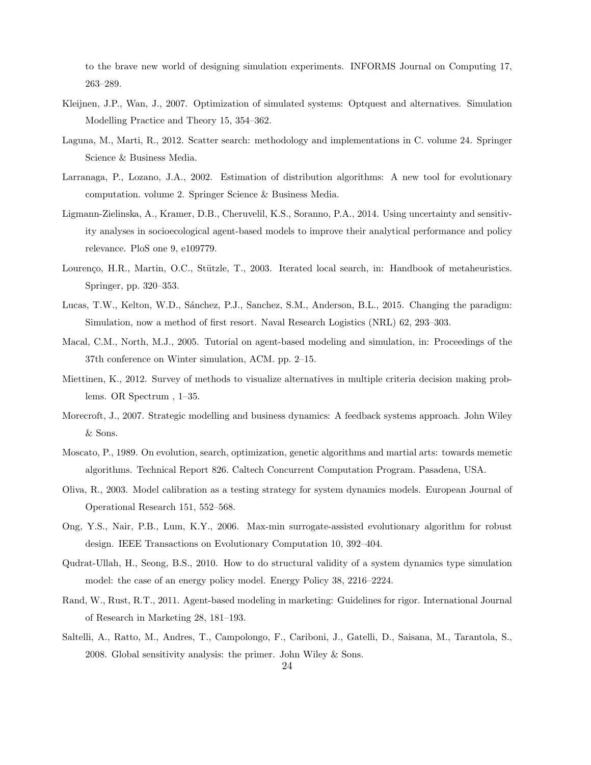to the brave new world of designing simulation experiments. INFORMS Journal on Computing 17, 263–289.

Kleijnen, J.P., Wan, J., 2007. Optimization of simulated systems: Optquest and alternatives. Simulation Modelling Practice and Theory 15, 354–362.

Laguna, M., Marti, R., 2012. Scatter search: methodology and implementations in C. volume 24. Springer Science & Business Media.

Larranaga, P., Lozano, J.A., 2002. Estimation of distribution algorithms: A new tool for evolutionary computation. volume 2. Springer Science & Business Media.

Ligmann-Zielinska, A., Kramer, D.B., Cheruvelil, K.S., Soranno, P.A., 2014. Using uncertainty and sensitivity analyses in socioecological agent-based models to improve their analytical performance and policy relevance. PloS one 9, e109779.

Lourenço, H.R., Martin, O.C., Stützle, T., 2003. Iterated local search, in: Handbook of metaheuristics. Springer, pp. 320–353.

Lucas, T.W., Kelton, W.D., Sánchez, P.J., Sanchez, S.M., Anderson, B.L., 2015. Changing the paradigm: Simulation, now a method of first resort. Naval Research Logistics (NRL) 62, 293–303.

Macal, C.M., North, M.J., 2005. Tutorial on agent-based modeling and simulation, in: Proceedings of the 37th conference on Winter simulation, ACM. pp. 2–15.

Miettinen, K., 2012. Survey of methods to visualize alternatives in multiple criteria decision making problems. OR Spectrum , 1–35.

Morecroft, J., 2007. Strategic modelling and business dynamics: A feedback systems approach. John Wiley & Sons.

Moscato, P., 1989. On evolution, search, optimization, genetic algorithms and martial arts: towards memetic algorithms. Technical Report 826. Caltech Concurrent Computation Program. Pasadena, USA.

Oliva, R., 2003. Model calibration as a testing strategy for system dynamics models. European Journal of Operational Research 151, 552–568.

Ong, Y.S., Nair, P.B., Lum, K.Y., 2006. Max-min surrogate-assisted evolutionary algorithm for robust design. IEEE Transactions on Evolutionary Computation 10, 392–404.

Qudrat-Ullah, H., Seong, B.S., 2010. How to do structural validity of a system dynamics type simulation model: the case of an energy policy model. Energy Policy 38, 2216–2224.

Rand, W., Rust, R.T., 2011. Agent-based modeling in marketing: Guidelines for rigor. International Journal of Research in Marketing 28, 181–193.

Saltelli, A., Ratto, M., Andres, T., Campolongo, F., Cariboni, J., Gatelli, D., Saisana, M., Tarantola, S., 2008. Global sensitivity analysis: the primer. John Wiley & Sons.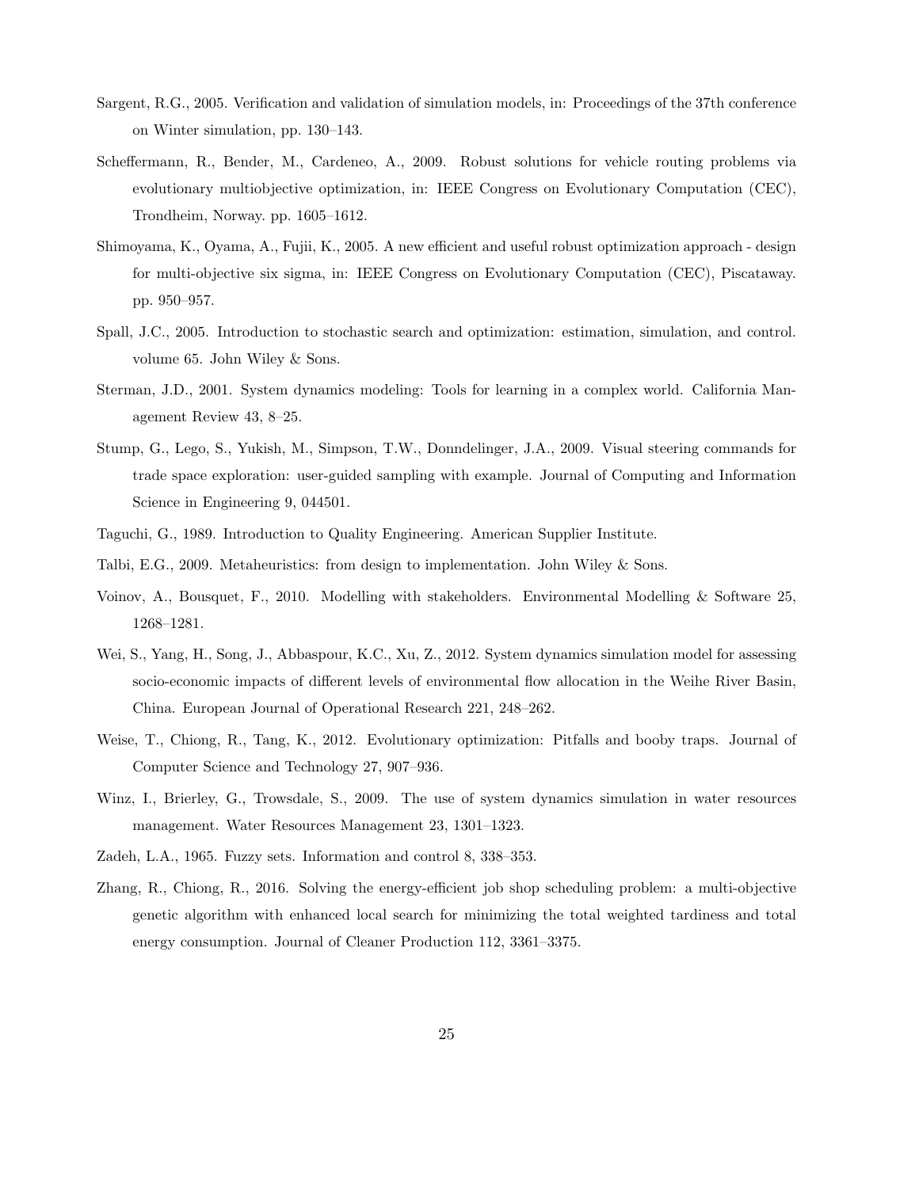Sargent, R.G., 2005. Verification and validation of simulation models, in: Proceedings of the 37th conference on Winter simulation, pp. 130–143.

Scheffermann, R., Bender, M., Cardeneo, A., 2009. Robust solutions for vehicle routing problems via evolutionary multiobjective optimization, in: IEEE Congress on Evolutionary Computation (CEC), Trondheim, Norway. pp. 1605–1612.

Shimoyama, K., Oyama, A., Fujii, K., 2005. A new efficient and useful robust optimization approach - design for multi-objective six sigma, in: IEEE Congress on Evolutionary Computation (CEC), Piscataway. pp. 950–957.

Spall, J.C., 2005. Introduction to stochastic search and optimization: estimation, simulation, and control. volume 65. John Wiley & Sons.

Sterman, J.D., 2001. System dynamics modeling: Tools for learning in a complex world. California Management Review 43, 8–25.

Stump, G., Lego, S., Yukish, M., Simpson, T.W., Donndelinger, J.A., 2009. Visual steering commands for trade space exploration: user-guided sampling with example. Journal of Computing and Information Science in Engineering 9, 044501.

Taguchi, G., 1989. Introduction to Quality Engineering. American Supplier Institute.

Talbi, E.G., 2009. Metaheuristics: from design to implementation. John Wiley & Sons.

Voinov, A., Bousquet, F., 2010. Modelling with stakeholders. Environmental Modelling & Software 25, 1268–1281.

Wei, S., Yang, H., Song, J., Abbaspour, K.C., Xu, Z., 2012. System dynamics simulation model for assessing socio-economic impacts of different levels of environmental flow allocation in the Weihe River Basin, China. European Journal of Operational Research 221, 248–262.

Weise, T., Chiong, R., Tang, K., 2012. Evolutionary optimization: Pitfalls and booby traps. Journal of Computer Science and Technology 27, 907–936.

Winz, I., Brierley, G., Trowsdale, S., 2009. The use of system dynamics simulation in water resources management. Water Resources Management 23, 1301–1323.

Zadeh, L.A., 1965. Fuzzy sets. Information and control 8, 338–353.

Zhang, R., Chiong, R., 2016. Solving the energy-efficient job shop scheduling problem: a multi-objective genetic algorithm with enhanced local search for minimizing the total weighted tardiness and total energy consumption. Journal of Cleaner Production 112, 3361–3375.